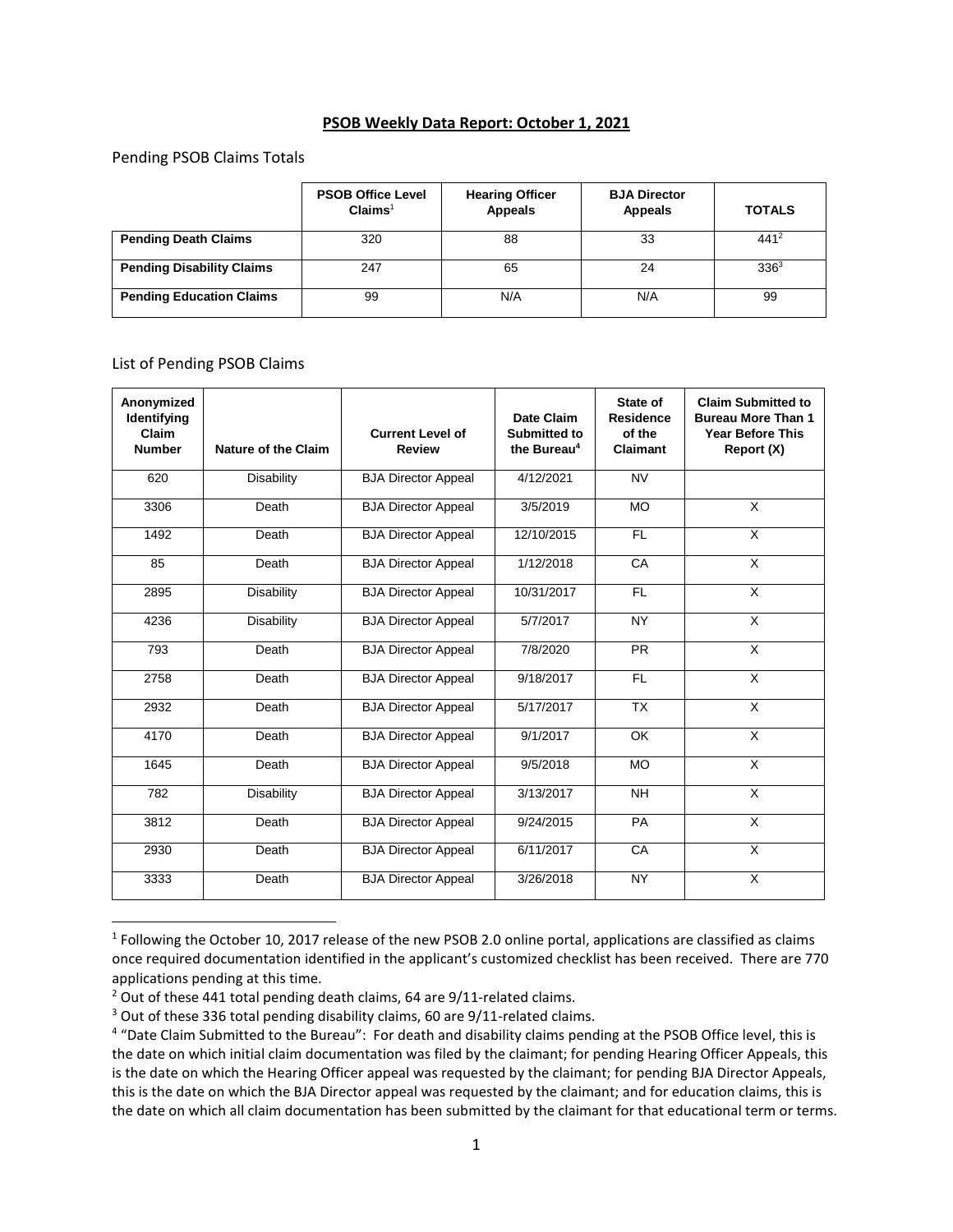# PSOB Weekly Data Report: October 1, 2021

## Pending PSOB Claims Totals

| | PSOB Office Level Claims[1] | Hearing Officer Appeals | BJA Director Appeals | TOTALS |
|---|---|---|---|---|
| **Pending Death Claims** | 320 | 88 | 33 | 441[2] |
| **Pending Disability Claims** | 247 | 65 | 24 | 336[3] |
| **Pending Education Claims** | 99 | N/A | N/A | 99 |

## List of Pending PSOB Claims

| Anonymized Identifying Claim Number | Nature of the Claim | Current Level of Review | Date Claim Submitted to the Bureau[4] | State of Residence of the Claimant | Claim Submitted to Bureau More Than 1 Year Before This Report (X) |
|---|---|---|---|---|---|
| 620 | Disability | BJA Director Appeal | 4/12/2021 | NV | |
| 3306 | Death | BJA Director Appeal | 3/5/2019 | MO | X |
| 1492 | Death | BJA Director Appeal | 12/10/2015 | FL | X |
| 85 | Death | BJA Director Appeal | 1/12/2018 | CA | X |
| 2895 | Disability | BJA Director Appeal | 10/31/2017 | FL | X |
| 4236 | Disability | BJA Director Appeal | 5/7/2017 | NY | X |
| 793 | Death | BJA Director Appeal | 7/8/2020 | PR | X |
| 2758 | Death | BJA Director Appeal | 9/18/2017 | FL | X |
| 2932 | Death | BJA Director Appeal | 5/17/2017 | TX | X |
| 4170 | Death | BJA Director Appeal | 9/1/2017 | OK | X |
| 1645 | Death | BJA Director Appeal | 9/5/2018 | MO | X |
| 782 | Disability | BJA Director Appeal | 3/13/2017 | NH | X |
| 3812 | Death | BJA Director Appeal | 9/24/2015 | PA | X |
| 2930 | Death | BJA Director Appeal | 6/11/2017 | CA | X |
| 3333 | Death | BJA Director Appeal | 3/26/2018 | NY | X |

[1] Following the October 10, 2017 release of the new PSOB 2.0 online portal, applications are classified as claims once required documentation identified in the applicant's customized checklist has been received. There are 770 applications pending at this time.

[2] Out of these 441 total pending death claims, 64 are 9/11-related claims.

[3] Out of these 336 total pending disability claims, 60 are 9/11-related claims.

[4] "Date Claim Submitted to the Bureau": For death and disability claims pending at the PSOB Office level, this is the date on which initial claim documentation was filed by the claimant; for pending Hearing Officer Appeals, this is the date on which the Hearing Officer appeal was requested by the claimant; for pending BJA Director Appeals, this is the date on which the BJA Director appeal was requested by the claimant; and for education claims, this is the date on which all claim documentation has been submitted by the claimant for that educational term or terms.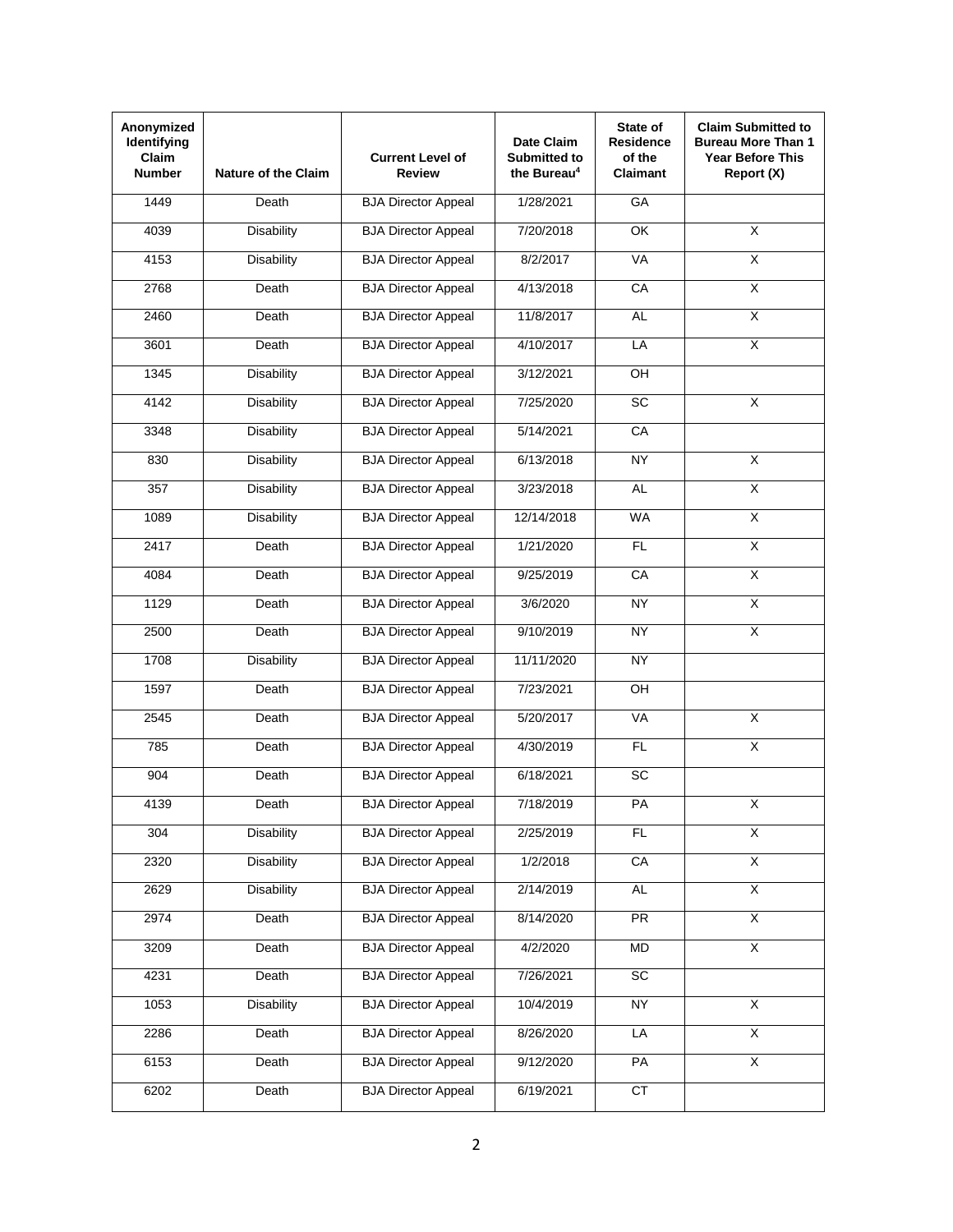| Anonymized Identifying Claim Number | Nature of the Claim | Current Level of Review | Date Claim Submitted to the Bureau[4] | State of Residence of the Claimant | Claim Submitted to Bureau More Than 1 Year Before This Report (X) |
|---|---|---|---|---|---|
| 1449 | Death | BJA Director Appeal | 1/28/2021 | GA | |
| 4039 | Disability | BJA Director Appeal | 7/20/2018 | OK | X |
| 4153 | Disability | BJA Director Appeal | 8/2/2017 | VA | X |
| 2768 | Death | BJA Director Appeal | 4/13/2018 | CA | X |
| 2460 | Death | BJA Director Appeal | 11/8/2017 | AL | X |
| 3601 | Death | BJA Director Appeal | 4/10/2017 | LA | X |
| 1345 | Disability | BJA Director Appeal | 3/12/2021 | OH | |
| 4142 | Disability | BJA Director Appeal | 7/25/2020 | SC | X |
| 3348 | Disability | BJA Director Appeal | 5/14/2021 | CA | |
| 830 | Disability | BJA Director Appeal | 6/13/2018 | NY | X |
| 357 | Disability | BJA Director Appeal | 3/23/2018 | AL | X |
| 1089 | Disability | BJA Director Appeal | 12/14/2018 | WA | X |
| 2417 | Death | BJA Director Appeal | 1/21/2020 | FL | X |
| 4084 | Death | BJA Director Appeal | 9/25/2019 | CA | X |
| 1129 | Death | BJA Director Appeal | 3/6/2020 | NY | X |
| 2500 | Death | BJA Director Appeal | 9/10/2019 | NY | X |
| 1708 | Disability | BJA Director Appeal | 11/11/2020 | NY | |
| 1597 | Death | BJA Director Appeal | 7/23/2021 | OH | |
| 2545 | Death | BJA Director Appeal | 5/20/2017 | VA | X |
| 785 | Death | BJA Director Appeal | 4/30/2019 | FL | X |
| 904 | Death | BJA Director Appeal | 6/18/2021 | SC | |
| 4139 | Death | BJA Director Appeal | 7/18/2019 | PA | X |
| 304 | Disability | BJA Director Appeal | 2/25/2019 | FL | X |
| 2320 | Disability | BJA Director Appeal | 1/2/2018 | CA | X |
| 2629 | Disability | BJA Director Appeal | 2/14/2019 | AL | X |
| 2974 | Death | BJA Director Appeal | 8/14/2020 | PR | X |
| 3209 | Death | BJA Director Appeal | 4/2/2020 | MD | X |
| 4231 | Death | BJA Director Appeal | 7/26/2021 | SC | |
| 1053 | Disability | BJA Director Appeal | 10/4/2019 | NY | X |
| 2286 | Death | BJA Director Appeal | 8/26/2020 | LA | X |
| 6153 | Death | BJA Director Appeal | 9/12/2020 | PA | X |
| 6202 | Death | BJA Director Appeal | 6/19/2021 | CT | |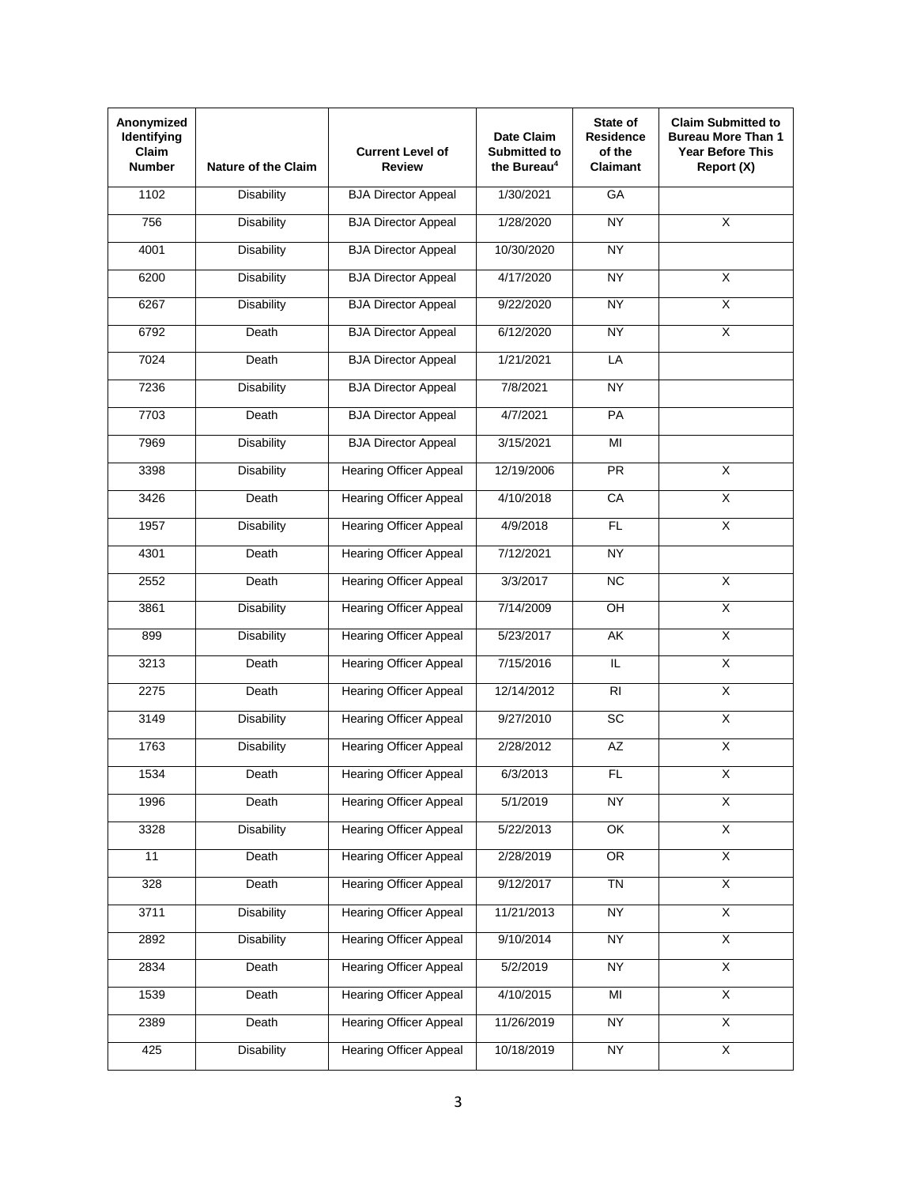| Anonymized Identifying Claim Number | Nature of the Claim | Current Level of Review | Date Claim Submitted to the Bureau[4] | State of Residence of the Claimant | Claim Submitted to Bureau More Than 1 Year Before This Report (X) |
|---|---|---|---|---|---|
| 1102 | Disability | BJA Director Appeal | 1/30/2021 | GA | |
| 756 | Disability | BJA Director Appeal | 1/28/2020 | NY | X |
| 4001 | Disability | BJA Director Appeal | 10/30/2020 | NY | |
| 6200 | Disability | BJA Director Appeal | 4/17/2020 | NY | X |
| 6267 | Disability | BJA Director Appeal | 9/22/2020 | NY | X |
| 6792 | Death | BJA Director Appeal | 6/12/2020 | NY | X |
| 7024 | Death | BJA Director Appeal | 1/21/2021 | LA | |
| 7236 | Disability | BJA Director Appeal | 7/8/2021 | NY | |
| 7703 | Death | BJA Director Appeal | 4/7/2021 | PA | |
| 7969 | Disability | BJA Director Appeal | 3/15/2021 | MI | |
| 3398 | Disability | Hearing Officer Appeal | 12/19/2006 | PR | X |
| 3426 | Death | Hearing Officer Appeal | 4/10/2018 | CA | X |
| 1957 | Disability | Hearing Officer Appeal | 4/9/2018 | FL | X |
| 4301 | Death | Hearing Officer Appeal | 7/12/2021 | NY | |
| 2552 | Death | Hearing Officer Appeal | 3/3/2017 | NC | X |
| 3861 | Disability | Hearing Officer Appeal | 7/14/2009 | OH | X |
| 899 | Disability | Hearing Officer Appeal | 5/23/2017 | AK | X |
| 3213 | Death | Hearing Officer Appeal | 7/15/2016 | IL | X |
| 2275 | Death | Hearing Officer Appeal | 12/14/2012 | RI | X |
| 3149 | Disability | Hearing Officer Appeal | 9/27/2010 | SC | X |
| 1763 | Disability | Hearing Officer Appeal | 2/28/2012 | AZ | X |
| 1534 | Death | Hearing Officer Appeal | 6/3/2013 | FL | X |
| 1996 | Death | Hearing Officer Appeal | 5/1/2019 | NY | X |
| 3328 | Disability | Hearing Officer Appeal | 5/22/2013 | OK | X |
| 11 | Death | Hearing Officer Appeal | 2/28/2019 | OR | X |
| 328 | Death | Hearing Officer Appeal | 9/12/2017 | TN | X |
| 3711 | Disability | Hearing Officer Appeal | 11/21/2013 | NY | X |
| 2892 | Disability | Hearing Officer Appeal | 9/10/2014 | NY | X |
| 2834 | Death | Hearing Officer Appeal | 5/2/2019 | NY | X |
| 1539 | Death | Hearing Officer Appeal | 4/10/2015 | MI | X |
| 2389 | Death | Hearing Officer Appeal | 11/26/2019 | NY | X |
| 425 | Disability | Hearing Officer Appeal | 10/18/2019 | NY | X |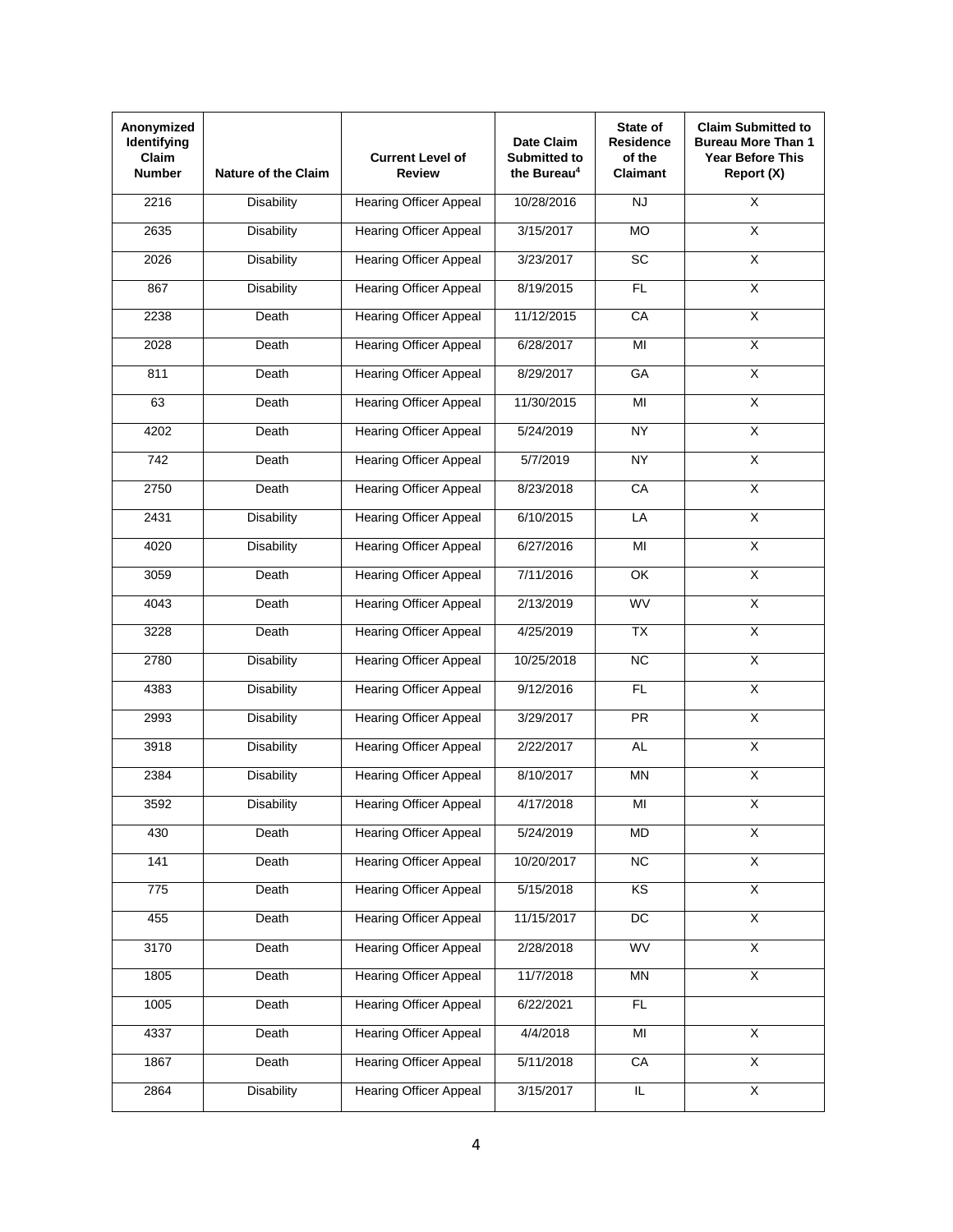| Anonymized Identifying Claim Number | Nature of the Claim | Current Level of Review | Date Claim Submitted to the Bureau[4] | State of Residence of the Claimant | Claim Submitted to Bureau More Than 1 Year Before This Report (X) |
|---|---|---|---|---|---|
| 2216 | Disability | Hearing Officer Appeal | 10/28/2016 | NJ | X |
| 2635 | Disability | Hearing Officer Appeal | 3/15/2017 | MO | X |
| 2026 | Disability | Hearing Officer Appeal | 3/23/2017 | SC | X |
| 867 | Disability | Hearing Officer Appeal | 8/19/2015 | FL | X |
| 2238 | Death | Hearing Officer Appeal | 11/12/2015 | CA | X |
| 2028 | Death | Hearing Officer Appeal | 6/28/2017 | MI | X |
| 811 | Death | Hearing Officer Appeal | 8/29/2017 | GA | X |
| 63 | Death | Hearing Officer Appeal | 11/30/2015 | MI | X |
| 4202 | Death | Hearing Officer Appeal | 5/24/2019 | NY | X |
| 742 | Death | Hearing Officer Appeal | 5/7/2019 | NY | X |
| 2750 | Death | Hearing Officer Appeal | 8/23/2018 | CA | X |
| 2431 | Disability | Hearing Officer Appeal | 6/10/2015 | LA | X |
| 4020 | Disability | Hearing Officer Appeal | 6/27/2016 | MI | X |
| 3059 | Death | Hearing Officer Appeal | 7/11/2016 | OK | X |
| 4043 | Death | Hearing Officer Appeal | 2/13/2019 | WV | X |
| 3228 | Death | Hearing Officer Appeal | 4/25/2019 | TX | X |
| 2780 | Disability | Hearing Officer Appeal | 10/25/2018 | NC | X |
| 4383 | Disability | Hearing Officer Appeal | 9/12/2016 | FL | X |
| 2993 | Disability | Hearing Officer Appeal | 3/29/2017 | PR | X |
| 3918 | Disability | Hearing Officer Appeal | 2/22/2017 | AL | X |
| 2384 | Disability | Hearing Officer Appeal | 8/10/2017 | MN | X |
| 3592 | Disability | Hearing Officer Appeal | 4/17/2018 | MI | X |
| 430 | Death | Hearing Officer Appeal | 5/24/2019 | MD | X |
| 141 | Death | Hearing Officer Appeal | 10/20/2017 | NC | X |
| 775 | Death | Hearing Officer Appeal | 5/15/2018 | KS | X |
| 455 | Death | Hearing Officer Appeal | 11/15/2017 | DC | X |
| 3170 | Death | Hearing Officer Appeal | 2/28/2018 | WV | X |
| 1805 | Death | Hearing Officer Appeal | 11/7/2018 | MN | X |
| 1005 | Death | Hearing Officer Appeal | 6/22/2021 | FL | |
| 4337 | Death | Hearing Officer Appeal | 4/4/2018 | MI | X |
| 1867 | Death | Hearing Officer Appeal | 5/11/2018 | CA | X |
| 2864 | Disability | Hearing Officer Appeal | 3/15/2017 | IL | X |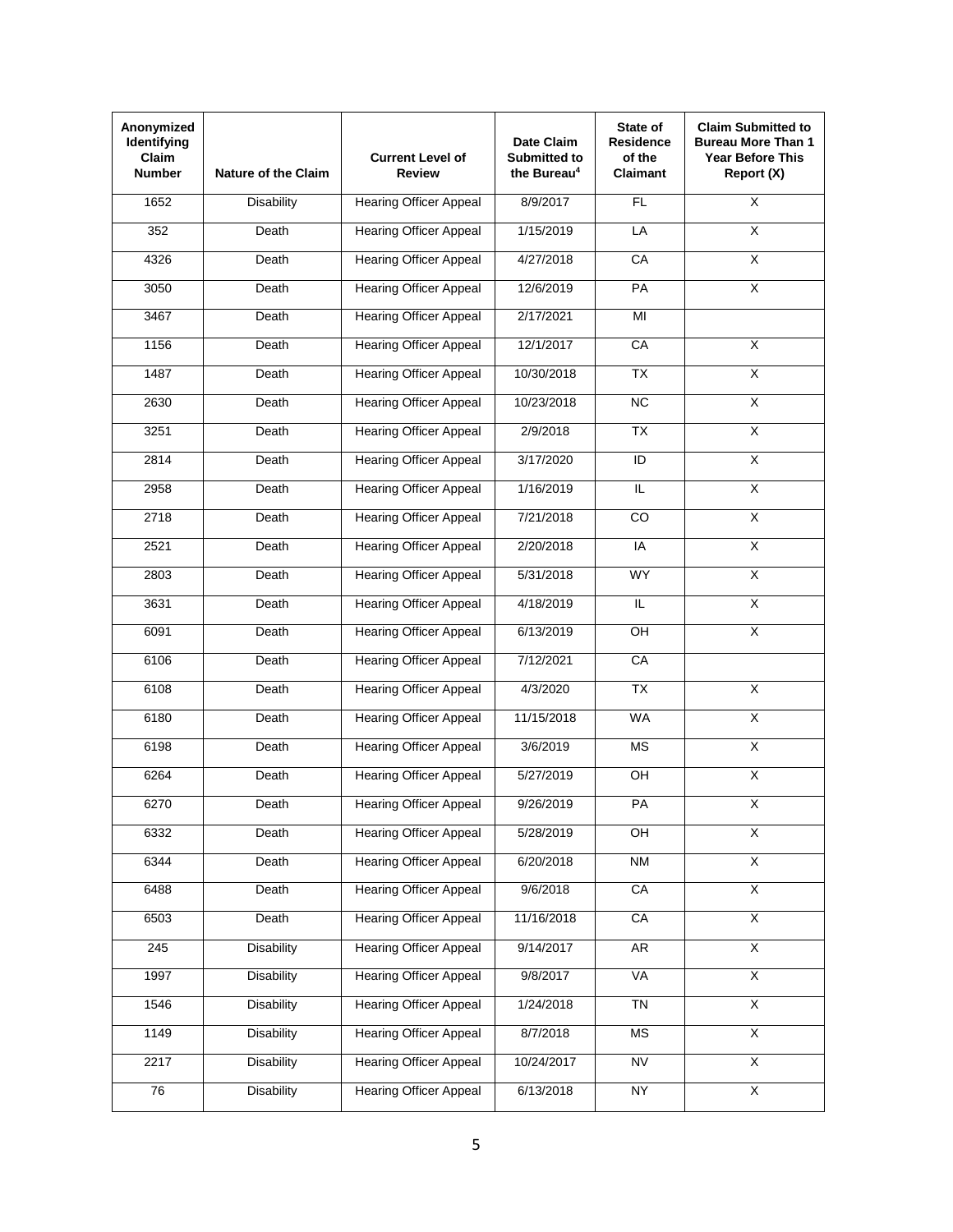| Anonymized Identifying Claim Number | Nature of the Claim | Current Level of Review | Date Claim Submitted to the Bureau[4] | State of Residence of the Claimant | Claim Submitted to Bureau More Than 1 Year Before This Report (X) |
|---|---|---|---|---|---|
| 1652 | Disability | Hearing Officer Appeal | 8/9/2017 | FL | X |
| 352 | Death | Hearing Officer Appeal | 1/15/2019 | LA | X |
| 4326 | Death | Hearing Officer Appeal | 4/27/2018 | CA | X |
| 3050 | Death | Hearing Officer Appeal | 12/6/2019 | PA | X |
| 3467 | Death | Hearing Officer Appeal | 2/17/2021 | MI | |
| 1156 | Death | Hearing Officer Appeal | 12/1/2017 | CA | X |
| 1487 | Death | Hearing Officer Appeal | 10/30/2018 | TX | X |
| 2630 | Death | Hearing Officer Appeal | 10/23/2018 | NC | X |
| 3251 | Death | Hearing Officer Appeal | 2/9/2018 | TX | X |
| 2814 | Death | Hearing Officer Appeal | 3/17/2020 | ID | X |
| 2958 | Death | Hearing Officer Appeal | 1/16/2019 | IL | X |
| 2718 | Death | Hearing Officer Appeal | 7/21/2018 | CO | X |
| 2521 | Death | Hearing Officer Appeal | 2/20/2018 | IA | X |
| 2803 | Death | Hearing Officer Appeal | 5/31/2018 | WY | X |
| 3631 | Death | Hearing Officer Appeal | 4/18/2019 | IL | X |
| 6091 | Death | Hearing Officer Appeal | 6/13/2019 | OH | X |
| 6106 | Death | Hearing Officer Appeal | 7/12/2021 | CA | |
| 6108 | Death | Hearing Officer Appeal | 4/3/2020 | TX | X |
| 6180 | Death | Hearing Officer Appeal | 11/15/2018 | WA | X |
| 6198 | Death | Hearing Officer Appeal | 3/6/2019 | MS | X |
| 6264 | Death | Hearing Officer Appeal | 5/27/2019 | OH | X |
| 6270 | Death | Hearing Officer Appeal | 9/26/2019 | PA | X |
| 6332 | Death | Hearing Officer Appeal | 5/28/2019 | OH | X |
| 6344 | Death | Hearing Officer Appeal | 6/20/2018 | NM | X |
| 6488 | Death | Hearing Officer Appeal | 9/6/2018 | CA | X |
| 6503 | Death | Hearing Officer Appeal | 11/16/2018 | CA | X |
| 245 | Disability | Hearing Officer Appeal | 9/14/2017 | AR | X |
| 1997 | Disability | Hearing Officer Appeal | 9/8/2017 | VA | X |
| 1546 | Disability | Hearing Officer Appeal | 1/24/2018 | TN | X |
| 1149 | Disability | Hearing Officer Appeal | 8/7/2018 | MS | X |
| 2217 | Disability | Hearing Officer Appeal | 10/24/2017 | NV | X |
| 76 | Disability | Hearing Officer Appeal | 6/13/2018 | NY | X |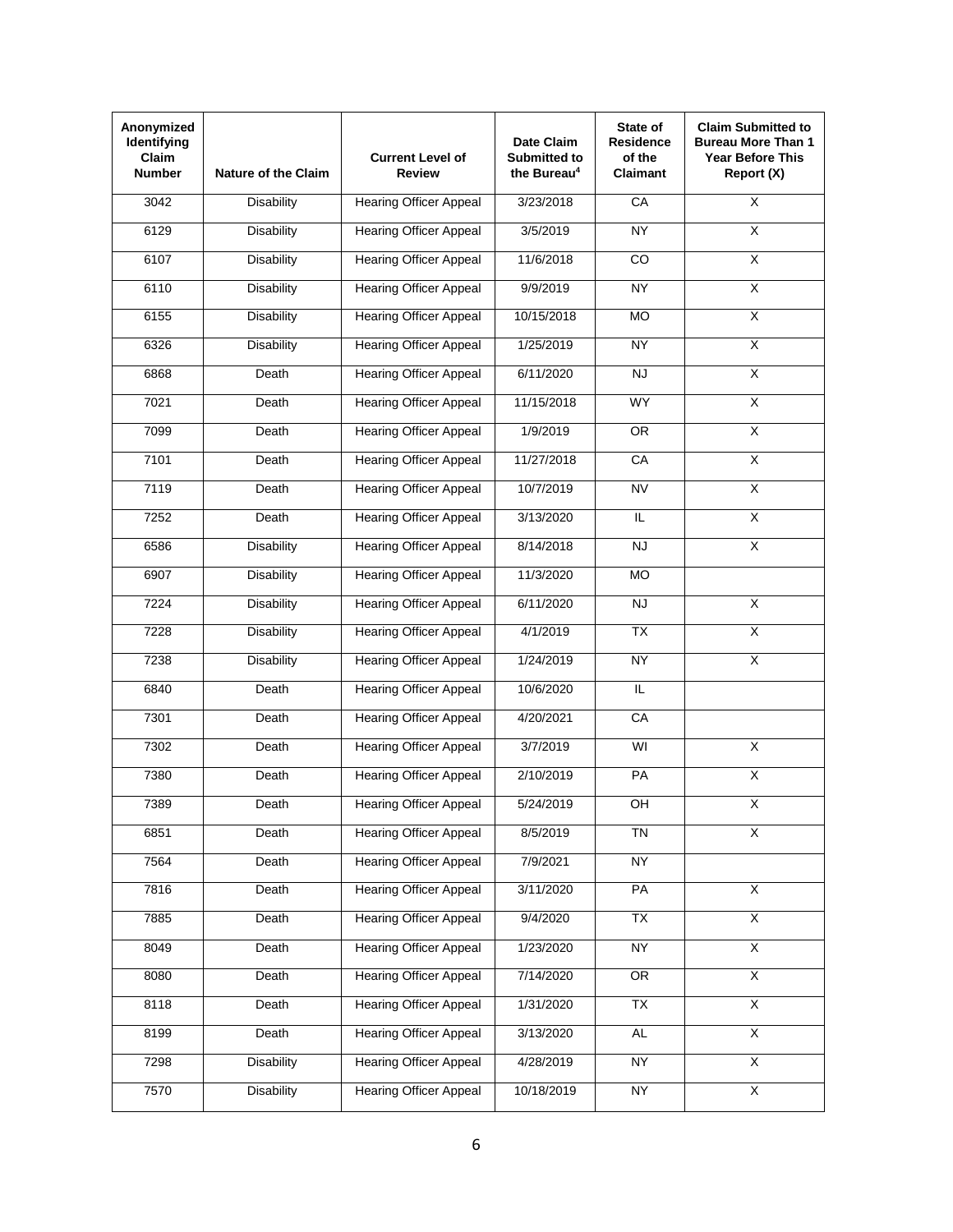| Anonymized Identifying Claim Number | Nature of the Claim | Current Level of Review | Date Claim Submitted to the Bureau[4] | State of Residence of the Claimant | Claim Submitted to Bureau More Than 1 Year Before This Report (X) |
|---|---|---|---|---|---|
| 3042 | Disability | Hearing Officer Appeal | 3/23/2018 | CA | X |
| 6129 | Disability | Hearing Officer Appeal | 3/5/2019 | NY | X |
| 6107 | Disability | Hearing Officer Appeal | 11/6/2018 | CO | X |
| 6110 | Disability | Hearing Officer Appeal | 9/9/2019 | NY | X |
| 6155 | Disability | Hearing Officer Appeal | 10/15/2018 | MO | X |
| 6326 | Disability | Hearing Officer Appeal | 1/25/2019 | NY | X |
| 6868 | Death | Hearing Officer Appeal | 6/11/2020 | NJ | X |
| 7021 | Death | Hearing Officer Appeal | 11/15/2018 | WY | X |
| 7099 | Death | Hearing Officer Appeal | 1/9/2019 | OR | X |
| 7101 | Death | Hearing Officer Appeal | 11/27/2018 | CA | X |
| 7119 | Death | Hearing Officer Appeal | 10/7/2019 | NV | X |
| 7252 | Death | Hearing Officer Appeal | 3/13/2020 | IL | X |
| 6586 | Disability | Hearing Officer Appeal | 8/14/2018 | NJ | X |
| 6907 | Disability | Hearing Officer Appeal | 11/3/2020 | MO | |
| 7224 | Disability | Hearing Officer Appeal | 6/11/2020 | NJ | X |
| 7228 | Disability | Hearing Officer Appeal | 4/1/2019 | TX | X |
| 7238 | Disability | Hearing Officer Appeal | 1/24/2019 | NY | X |
| 6840 | Death | Hearing Officer Appeal | 10/6/2020 | IL | |
| 7301 | Death | Hearing Officer Appeal | 4/20/2021 | CA | |
| 7302 | Death | Hearing Officer Appeal | 3/7/2019 | WI | X |
| 7380 | Death | Hearing Officer Appeal | 2/10/2019 | PA | X |
| 7389 | Death | Hearing Officer Appeal | 5/24/2019 | OH | X |
| 6851 | Death | Hearing Officer Appeal | 8/5/2019 | TN | X |
| 7564 | Death | Hearing Officer Appeal | 7/9/2021 | NY | |
| 7816 | Death | Hearing Officer Appeal | 3/11/2020 | PA | X |
| 7885 | Death | Hearing Officer Appeal | 9/4/2020 | TX | X |
| 8049 | Death | Hearing Officer Appeal | 1/23/2020 | NY | X |
| 8080 | Death | Hearing Officer Appeal | 7/14/2020 | OR | X |
| 8118 | Death | Hearing Officer Appeal | 1/31/2020 | TX | X |
| 8199 | Death | Hearing Officer Appeal | 3/13/2020 | AL | X |
| 7298 | Disability | Hearing Officer Appeal | 4/28/2019 | NY | X |
| 7570 | Disability | Hearing Officer Appeal | 10/18/2019 | NY | X |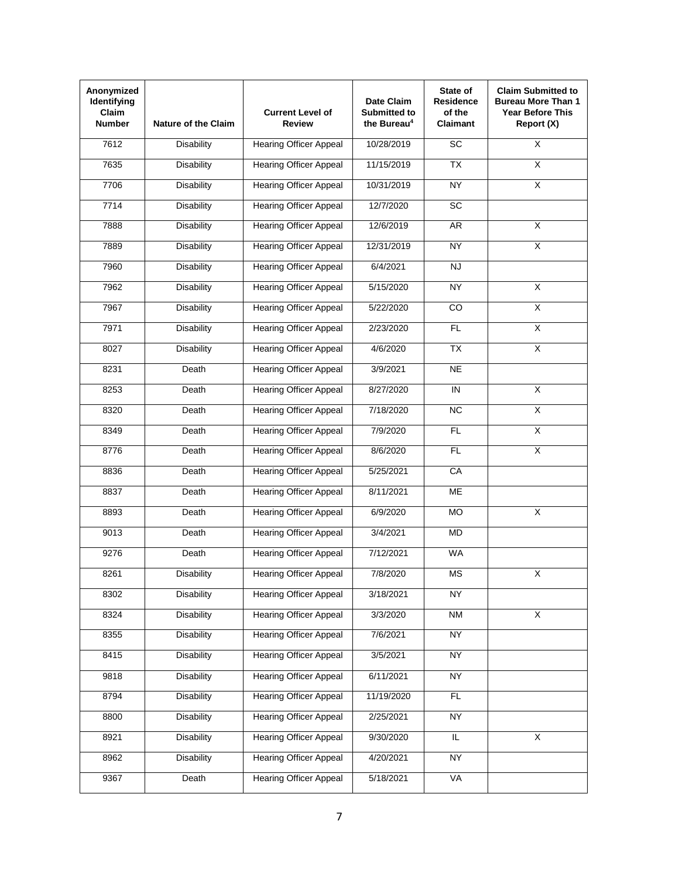| Anonymized Identifying Claim Number | Nature of the Claim | Current Level of Review | Date Claim Submitted to the Bureau[4] | State of Residence of the Claimant | Claim Submitted to Bureau More Than 1 Year Before This Report (X) |
|---|---|---|---|---|---|
| 7612 | Disability | Hearing Officer Appeal | 10/28/2019 | SC | X |
| 7635 | Disability | Hearing Officer Appeal | 11/15/2019 | TX | X |
| 7706 | Disability | Hearing Officer Appeal | 10/31/2019 | NY | X |
| 7714 | Disability | Hearing Officer Appeal | 12/7/2020 | SC | |
| 7888 | Disability | Hearing Officer Appeal | 12/6/2019 | AR | X |
| 7889 | Disability | Hearing Officer Appeal | 12/31/2019 | NY | X |
| 7960 | Disability | Hearing Officer Appeal | 6/4/2021 | NJ | |
| 7962 | Disability | Hearing Officer Appeal | 5/15/2020 | NY | X |
| 7967 | Disability | Hearing Officer Appeal | 5/22/2020 | CO | X |
| 7971 | Disability | Hearing Officer Appeal | 2/23/2020 | FL | X |
| 8027 | Disability | Hearing Officer Appeal | 4/6/2020 | TX | X |
| 8231 | Death | Hearing Officer Appeal | 3/9/2021 | NE | |
| 8253 | Death | Hearing Officer Appeal | 8/27/2020 | IN | X |
| 8320 | Death | Hearing Officer Appeal | 7/18/2020 | NC | X |
| 8349 | Death | Hearing Officer Appeal | 7/9/2020 | FL | X |
| 8776 | Death | Hearing Officer Appeal | 8/6/2020 | FL | X |
| 8836 | Death | Hearing Officer Appeal | 5/25/2021 | CA | |
| 8837 | Death | Hearing Officer Appeal | 8/11/2021 | ME | |
| 8893 | Death | Hearing Officer Appeal | 6/9/2020 | MO | X |
| 9013 | Death | Hearing Officer Appeal | 3/4/2021 | MD | |
| 9276 | Death | Hearing Officer Appeal | 7/12/2021 | WA | |
| 8261 | Disability | Hearing Officer Appeal | 7/8/2020 | MS | X |
| 8302 | Disability | Hearing Officer Appeal | 3/18/2021 | NY | |
| 8324 | Disability | Hearing Officer Appeal | 3/3/2020 | NM | X |
| 8355 | Disability | Hearing Officer Appeal | 7/6/2021 | NY | |
| 8415 | Disability | Hearing Officer Appeal | 3/5/2021 | NY | |
| 9818 | Disability | Hearing Officer Appeal | 6/11/2021 | NY | |
| 8794 | Disability | Hearing Officer Appeal | 11/19/2020 | FL | |
| 8800 | Disability | Hearing Officer Appeal | 2/25/2021 | NY | |
| 8921 | Disability | Hearing Officer Appeal | 9/30/2020 | IL | X |
| 8962 | Disability | Hearing Officer Appeal | 4/20/2021 | NY | |
| 9367 | Death | Hearing Officer Appeal | 5/18/2021 | VA | |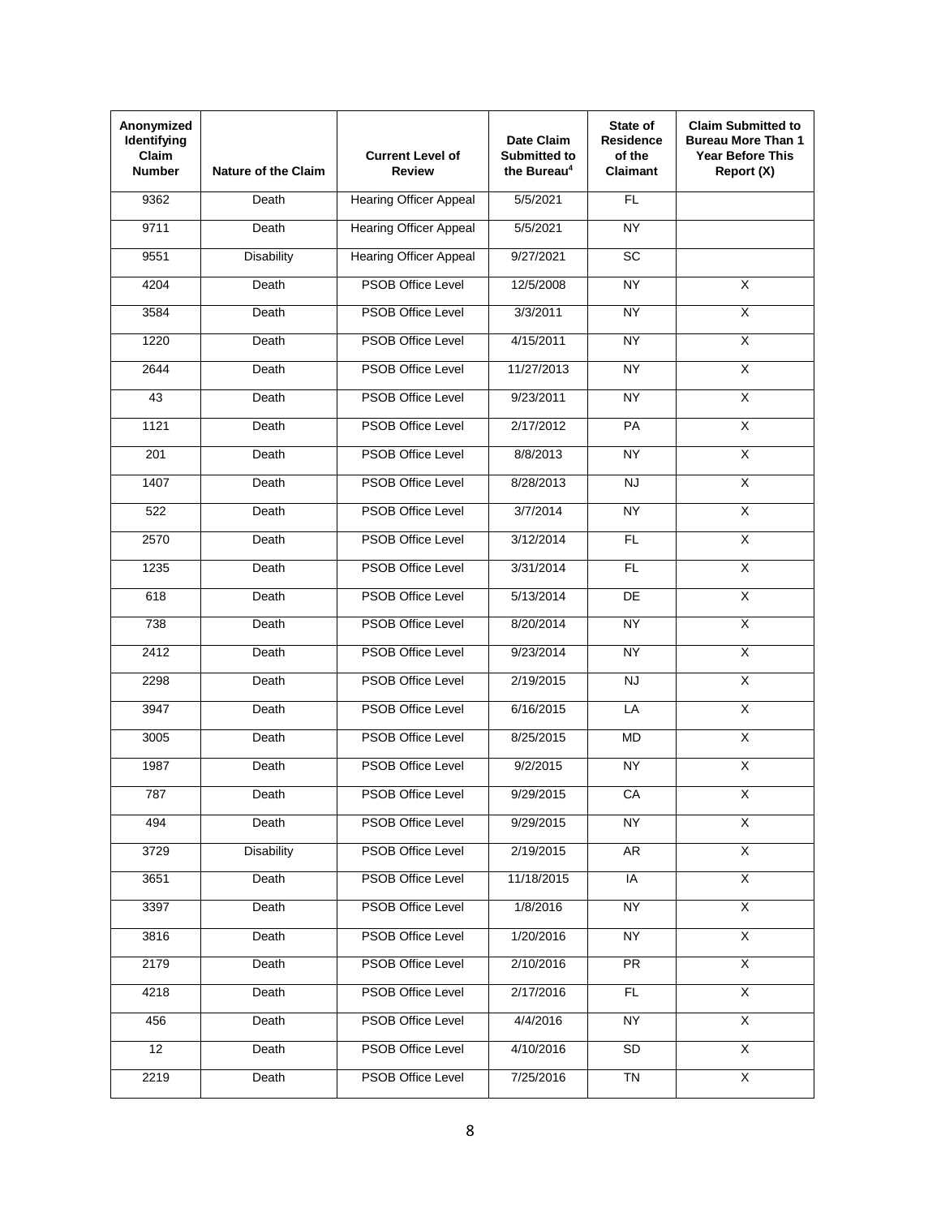| Anonymized Identifying Claim Number | Nature of the Claim | Current Level of Review | Date Claim Submitted to the Bureau[4] | State of Residence of the Claimant | Claim Submitted to Bureau More Than 1 Year Before This Report (X) |
|---|---|---|---|---|---|
| 9362 | Death | Hearing Officer Appeal | 5/5/2021 | FL | |
| 9711 | Death | Hearing Officer Appeal | 5/5/2021 | NY | |
| 9551 | Disability | Hearing Officer Appeal | 9/27/2021 | SC | |
| 4204 | Death | PSOB Office Level | 12/5/2008 | NY | X |
| 3584 | Death | PSOB Office Level | 3/3/2011 | NY | X |
| 1220 | Death | PSOB Office Level | 4/15/2011 | NY | X |
| 2644 | Death | PSOB Office Level | 11/27/2013 | NY | X |
| 43 | Death | PSOB Office Level | 9/23/2011 | NY | X |
| 1121 | Death | PSOB Office Level | 2/17/2012 | PA | X |
| 201 | Death | PSOB Office Level | 8/8/2013 | NY | X |
| 1407 | Death | PSOB Office Level | 8/28/2013 | NJ | X |
| 522 | Death | PSOB Office Level | 3/7/2014 | NY | X |
| 2570 | Death | PSOB Office Level | 3/12/2014 | FL | X |
| 1235 | Death | PSOB Office Level | 3/31/2014 | FL | X |
| 618 | Death | PSOB Office Level | 5/13/2014 | DE | X |
| 738 | Death | PSOB Office Level | 8/20/2014 | NY | X |
| 2412 | Death | PSOB Office Level | 9/23/2014 | NY | X |
| 2298 | Death | PSOB Office Level | 2/19/2015 | NJ | X |
| 3947 | Death | PSOB Office Level | 6/16/2015 | LA | X |
| 3005 | Death | PSOB Office Level | 8/25/2015 | MD | X |
| 1987 | Death | PSOB Office Level | 9/2/2015 | NY | X |
| 787 | Death | PSOB Office Level | 9/29/2015 | CA | X |
| 494 | Death | PSOB Office Level | 9/29/2015 | NY | X |
| 3729 | Disability | PSOB Office Level | 2/19/2015 | AR | X |
| 3651 | Death | PSOB Office Level | 11/18/2015 | IA | X |
| 3397 | Death | PSOB Office Level | 1/8/2016 | NY | X |
| 3816 | Death | PSOB Office Level | 1/20/2016 | NY | X |
| 2179 | Death | PSOB Office Level | 2/10/2016 | PR | X |
| 4218 | Death | PSOB Office Level | 2/17/2016 | FL | X |
| 456 | Death | PSOB Office Level | 4/4/2016 | NY | X |
| 12 | Death | PSOB Office Level | 4/10/2016 | SD | X |
| 2219 | Death | PSOB Office Level | 7/25/2016 | TN | X |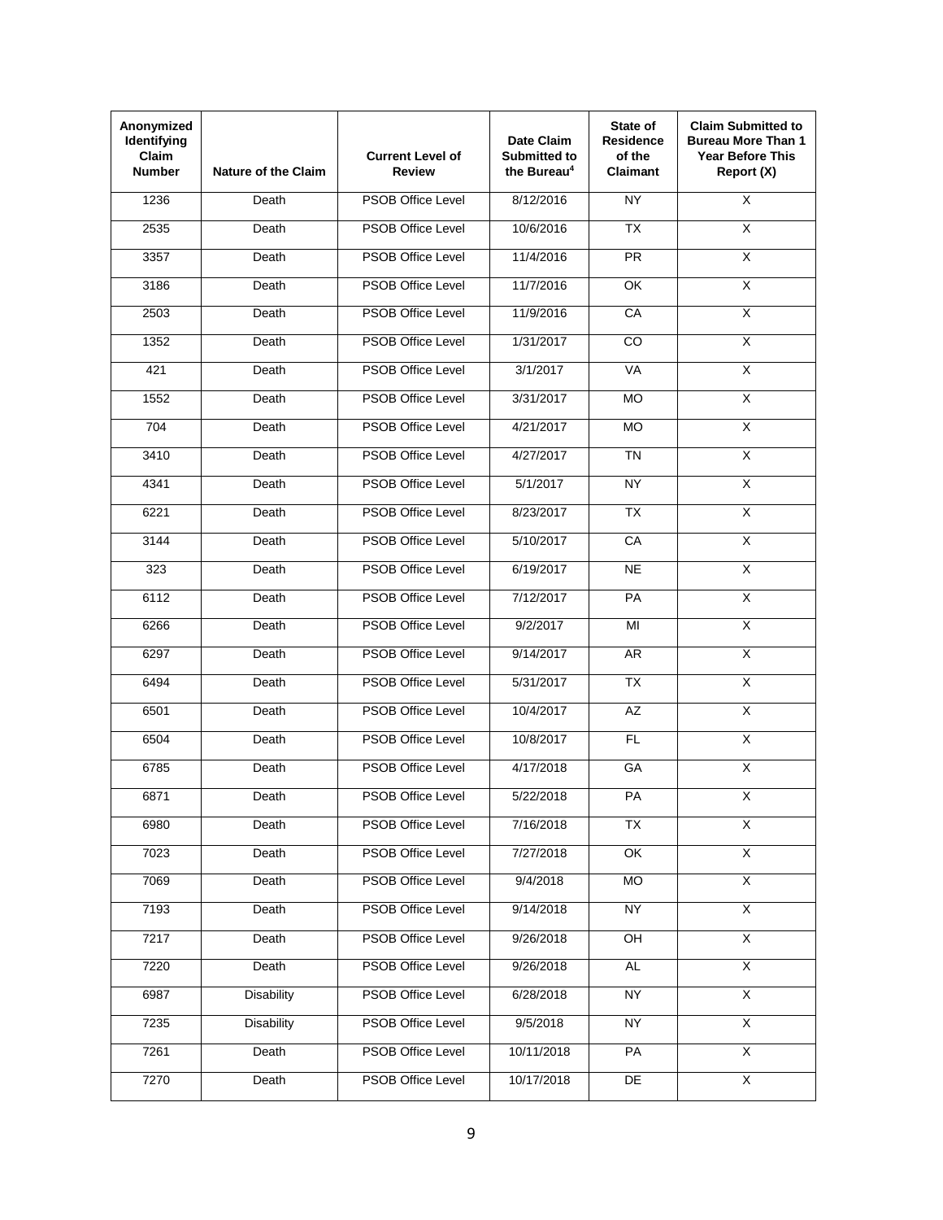| Anonymized Identifying Claim Number | Nature of the Claim | Current Level of Review | Date Claim Submitted to the Bureau[4] | State of Residence of the Claimant | Claim Submitted to Bureau More Than 1 Year Before This Report (X) |
|---|---|---|---|---|---|
| 1236 | Death | PSOB Office Level | 8/12/2016 | NY | X |
| 2535 | Death | PSOB Office Level | 10/6/2016 | TX | X |
| 3357 | Death | PSOB Office Level | 11/4/2016 | PR | X |
| 3186 | Death | PSOB Office Level | 11/7/2016 | OK | X |
| 2503 | Death | PSOB Office Level | 11/9/2016 | CA | X |
| 1352 | Death | PSOB Office Level | 1/31/2017 | CO | X |
| 421 | Death | PSOB Office Level | 3/1/2017 | VA | X |
| 1552 | Death | PSOB Office Level | 3/31/2017 | MO | X |
| 704 | Death | PSOB Office Level | 4/21/2017 | MO | X |
| 3410 | Death | PSOB Office Level | 4/27/2017 | TN | X |
| 4341 | Death | PSOB Office Level | 5/1/2017 | NY | X |
| 6221 | Death | PSOB Office Level | 8/23/2017 | TX | X |
| 3144 | Death | PSOB Office Level | 5/10/2017 | CA | X |
| 323 | Death | PSOB Office Level | 6/19/2017 | NE | X |
| 6112 | Death | PSOB Office Level | 7/12/2017 | PA | X |
| 6266 | Death | PSOB Office Level | 9/2/2017 | MI | X |
| 6297 | Death | PSOB Office Level | 9/14/2017 | AR | X |
| 6494 | Death | PSOB Office Level | 5/31/2017 | TX | X |
| 6501 | Death | PSOB Office Level | 10/4/2017 | AZ | X |
| 6504 | Death | PSOB Office Level | 10/8/2017 | FL | X |
| 6785 | Death | PSOB Office Level | 4/17/2018 | GA | X |
| 6871 | Death | PSOB Office Level | 5/22/2018 | PA | X |
| 6980 | Death | PSOB Office Level | 7/16/2018 | TX | X |
| 7023 | Death | PSOB Office Level | 7/27/2018 | OK | X |
| 7069 | Death | PSOB Office Level | 9/4/2018 | MO | X |
| 7193 | Death | PSOB Office Level | 9/14/2018 | NY | X |
| 7217 | Death | PSOB Office Level | 9/26/2018 | OH | X |
| 7220 | Death | PSOB Office Level | 9/26/2018 | AL | X |
| 6987 | Disability | PSOB Office Level | 6/28/2018 | NY | X |
| 7235 | Disability | PSOB Office Level | 9/5/2018 | NY | X |
| 7261 | Death | PSOB Office Level | 10/11/2018 | PA | X |
| 7270 | Death | PSOB Office Level | 10/17/2018 | DE | X |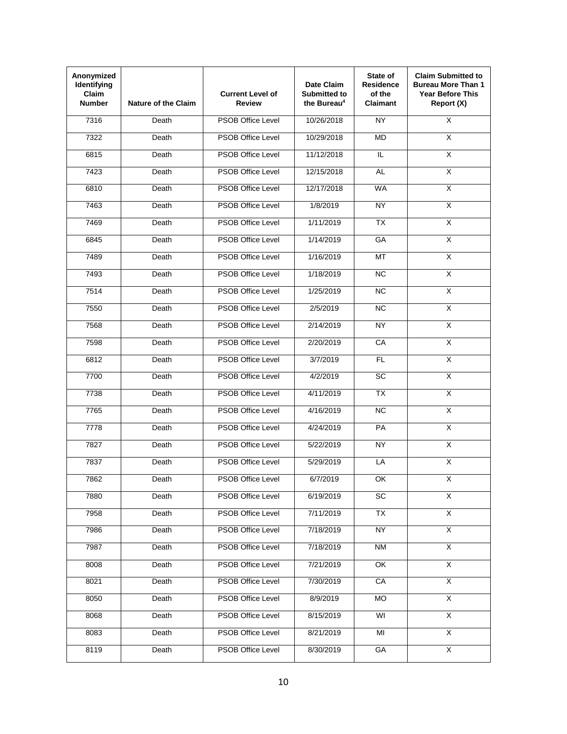| Anonymized Identifying Claim Number | Nature of the Claim | Current Level of Review | Date Claim Submitted to the Bureau[4] | State of Residence of the Claimant | Claim Submitted to Bureau More Than 1 Year Before This Report (X) |
|---|---|---|---|---|---|
| 7316 | Death | PSOB Office Level | 10/26/2018 | NY | X |
| 7322 | Death | PSOB Office Level | 10/29/2018 | MD | X |
| 6815 | Death | PSOB Office Level | 11/12/2018 | IL | X |
| 7423 | Death | PSOB Office Level | 12/15/2018 | AL | X |
| 6810 | Death | PSOB Office Level | 12/17/2018 | WA | X |
| 7463 | Death | PSOB Office Level | 1/8/2019 | NY | X |
| 7469 | Death | PSOB Office Level | 1/11/2019 | TX | X |
| 6845 | Death | PSOB Office Level | 1/14/2019 | GA | X |
| 7489 | Death | PSOB Office Level | 1/16/2019 | MT | X |
| 7493 | Death | PSOB Office Level | 1/18/2019 | NC | X |
| 7514 | Death | PSOB Office Level | 1/25/2019 | NC | X |
| 7550 | Death | PSOB Office Level | 2/5/2019 | NC | X |
| 7568 | Death | PSOB Office Level | 2/14/2019 | NY | X |
| 7598 | Death | PSOB Office Level | 2/20/2019 | CA | X |
| 6812 | Death | PSOB Office Level | 3/7/2019 | FL | X |
| 7700 | Death | PSOB Office Level | 4/2/2019 | SC | X |
| 7738 | Death | PSOB Office Level | 4/11/2019 | TX | X |
| 7765 | Death | PSOB Office Level | 4/16/2019 | NC | X |
| 7778 | Death | PSOB Office Level | 4/24/2019 | PA | X |
| 7827 | Death | PSOB Office Level | 5/22/2019 | NY | X |
| 7837 | Death | PSOB Office Level | 5/29/2019 | LA | X |
| 7862 | Death | PSOB Office Level | 6/7/2019 | OK | X |
| 7880 | Death | PSOB Office Level | 6/19/2019 | SC | X |
| 7958 | Death | PSOB Office Level | 7/11/2019 | TX | X |
| 7986 | Death | PSOB Office Level | 7/18/2019 | NY | X |
| 7987 | Death | PSOB Office Level | 7/18/2019 | NM | X |
| 8008 | Death | PSOB Office Level | 7/21/2019 | OK | X |
| 8021 | Death | PSOB Office Level | 7/30/2019 | CA | X |
| 8050 | Death | PSOB Office Level | 8/9/2019 | MO | X |
| 8068 | Death | PSOB Office Level | 8/15/2019 | WI | X |
| 8083 | Death | PSOB Office Level | 8/21/2019 | MI | X |
| 8119 | Death | PSOB Office Level | 8/30/2019 | GA | X |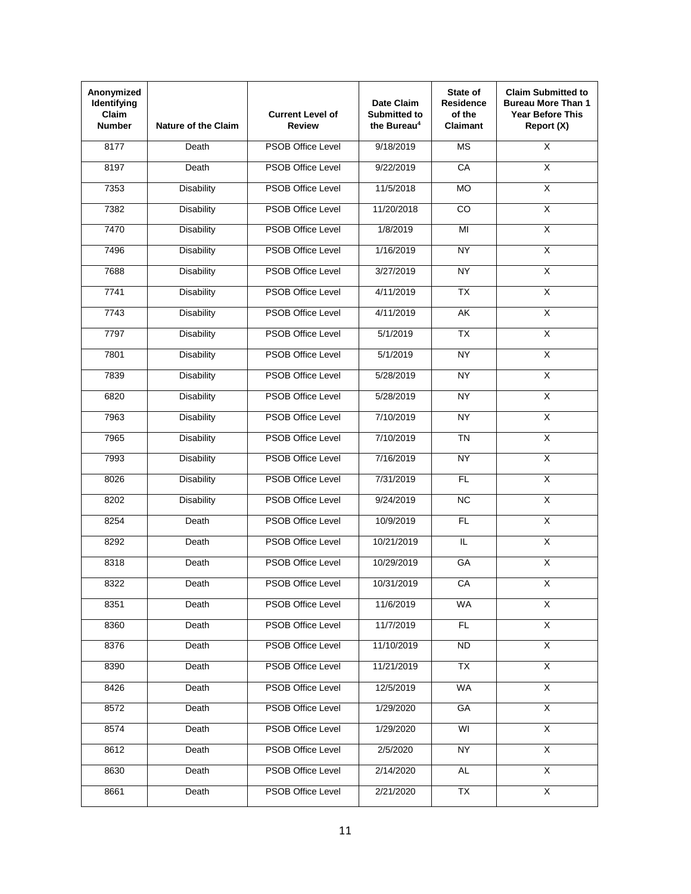| Anonymized Identifying Claim Number | Nature of the Claim | Current Level of Review | Date Claim Submitted to the Bureau[4] | State of Residence of the Claimant | Claim Submitted to Bureau More Than 1 Year Before This Report (X) |
|---|---|---|---|---|---|
| 8177 | Death | PSOB Office Level | 9/18/2019 | MS | X |
| 8197 | Death | PSOB Office Level | 9/22/2019 | CA | X |
| 7353 | Disability | PSOB Office Level | 11/5/2018 | MO | X |
| 7382 | Disability | PSOB Office Level | 11/20/2018 | CO | X |
| 7470 | Disability | PSOB Office Level | 1/8/2019 | MI | X |
| 7496 | Disability | PSOB Office Level | 1/16/2019 | NY | X |
| 7688 | Disability | PSOB Office Level | 3/27/2019 | NY | X |
| 7741 | Disability | PSOB Office Level | 4/11/2019 | TX | X |
| 7743 | Disability | PSOB Office Level | 4/11/2019 | AK | X |
| 7797 | Disability | PSOB Office Level | 5/1/2019 | TX | X |
| 7801 | Disability | PSOB Office Level | 5/1/2019 | NY | X |
| 7839 | Disability | PSOB Office Level | 5/28/2019 | NY | X |
| 6820 | Disability | PSOB Office Level | 5/28/2019 | NY | X |
| 7963 | Disability | PSOB Office Level | 7/10/2019 | NY | X |
| 7965 | Disability | PSOB Office Level | 7/10/2019 | TN | X |
| 7993 | Disability | PSOB Office Level | 7/16/2019 | NY | X |
| 8026 | Disability | PSOB Office Level | 7/31/2019 | FL | X |
| 8202 | Disability | PSOB Office Level | 9/24/2019 | NC | X |
| 8254 | Death | PSOB Office Level | 10/9/2019 | FL | X |
| 8292 | Death | PSOB Office Level | 10/21/2019 | IL | X |
| 8318 | Death | PSOB Office Level | 10/29/2019 | GA | X |
| 8322 | Death | PSOB Office Level | 10/31/2019 | CA | X |
| 8351 | Death | PSOB Office Level | 11/6/2019 | WA | X |
| 8360 | Death | PSOB Office Level | 11/7/2019 | FL | X |
| 8376 | Death | PSOB Office Level | 11/10/2019 | ND | X |
| 8390 | Death | PSOB Office Level | 11/21/2019 | TX | X |
| 8426 | Death | PSOB Office Level | 12/5/2019 | WA | X |
| 8572 | Death | PSOB Office Level | 1/29/2020 | GA | X |
| 8574 | Death | PSOB Office Level | 1/29/2020 | WI | X |
| 8612 | Death | PSOB Office Level | 2/5/2020 | NY | X |
| 8630 | Death | PSOB Office Level | 2/14/2020 | AL | X |
| 8661 | Death | PSOB Office Level | 2/21/2020 | TX | X |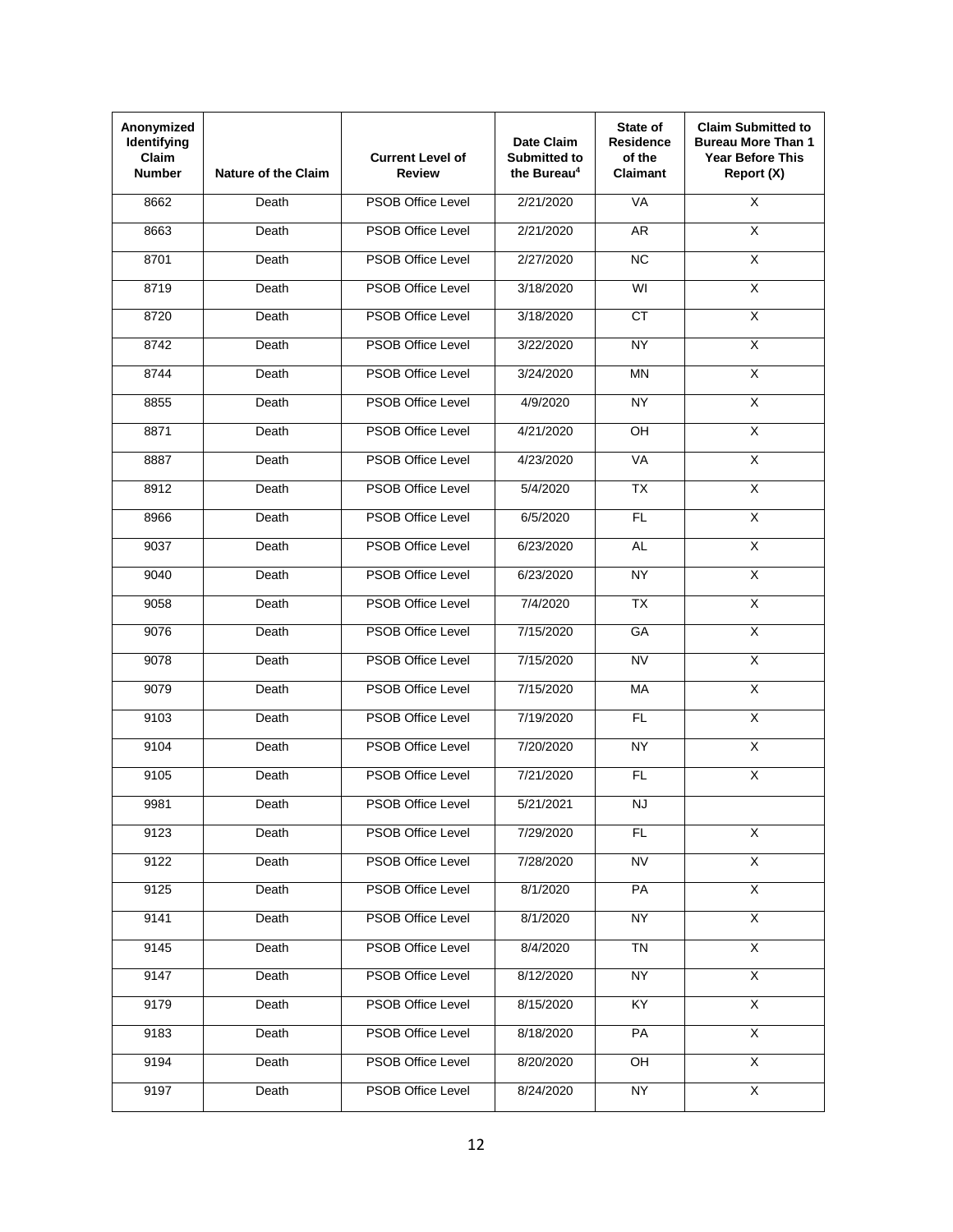| Anonymized Identifying Claim Number | Nature of the Claim | Current Level of Review | Date Claim Submitted to the Bureau[4] | State of Residence of the Claimant | Claim Submitted to Bureau More Than 1 Year Before This Report (X) |
|---|---|---|---|---|---|
| 8662 | Death | PSOB Office Level | 2/21/2020 | VA | X |
| 8663 | Death | PSOB Office Level | 2/21/2020 | AR | X |
| 8701 | Death | PSOB Office Level | 2/27/2020 | NC | X |
| 8719 | Death | PSOB Office Level | 3/18/2020 | WI | X |
| 8720 | Death | PSOB Office Level | 3/18/2020 | CT | X |
| 8742 | Death | PSOB Office Level | 3/22/2020 | NY | X |
| 8744 | Death | PSOB Office Level | 3/24/2020 | MN | X |
| 8855 | Death | PSOB Office Level | 4/9/2020 | NY | X |
| 8871 | Death | PSOB Office Level | 4/21/2020 | OH | X |
| 8887 | Death | PSOB Office Level | 4/23/2020 | VA | X |
| 8912 | Death | PSOB Office Level | 5/4/2020 | TX | X |
| 8966 | Death | PSOB Office Level | 6/5/2020 | FL | X |
| 9037 | Death | PSOB Office Level | 6/23/2020 | AL | X |
| 9040 | Death | PSOB Office Level | 6/23/2020 | NY | X |
| 9058 | Death | PSOB Office Level | 7/4/2020 | TX | X |
| 9076 | Death | PSOB Office Level | 7/15/2020 | GA | X |
| 9078 | Death | PSOB Office Level | 7/15/2020 | NV | X |
| 9079 | Death | PSOB Office Level | 7/15/2020 | MA | X |
| 9103 | Death | PSOB Office Level | 7/19/2020 | FL | X |
| 9104 | Death | PSOB Office Level | 7/20/2020 | NY | X |
| 9105 | Death | PSOB Office Level | 7/21/2020 | FL | X |
| 9981 | Death | PSOB Office Level | 5/21/2021 | NJ | |
| 9123 | Death | PSOB Office Level | 7/29/2020 | FL | X |
| 9122 | Death | PSOB Office Level | 7/28/2020 | NV | X |
| 9125 | Death | PSOB Office Level | 8/1/2020 | PA | X |
| 9141 | Death | PSOB Office Level | 8/1/2020 | NY | X |
| 9145 | Death | PSOB Office Level | 8/4/2020 | TN | X |
| 9147 | Death | PSOB Office Level | 8/12/2020 | NY | X |
| 9179 | Death | PSOB Office Level | 8/15/2020 | KY | X |
| 9183 | Death | PSOB Office Level | 8/18/2020 | PA | X |
| 9194 | Death | PSOB Office Level | 8/20/2020 | OH | X |
| 9197 | Death | PSOB Office Level | 8/24/2020 | NY | X |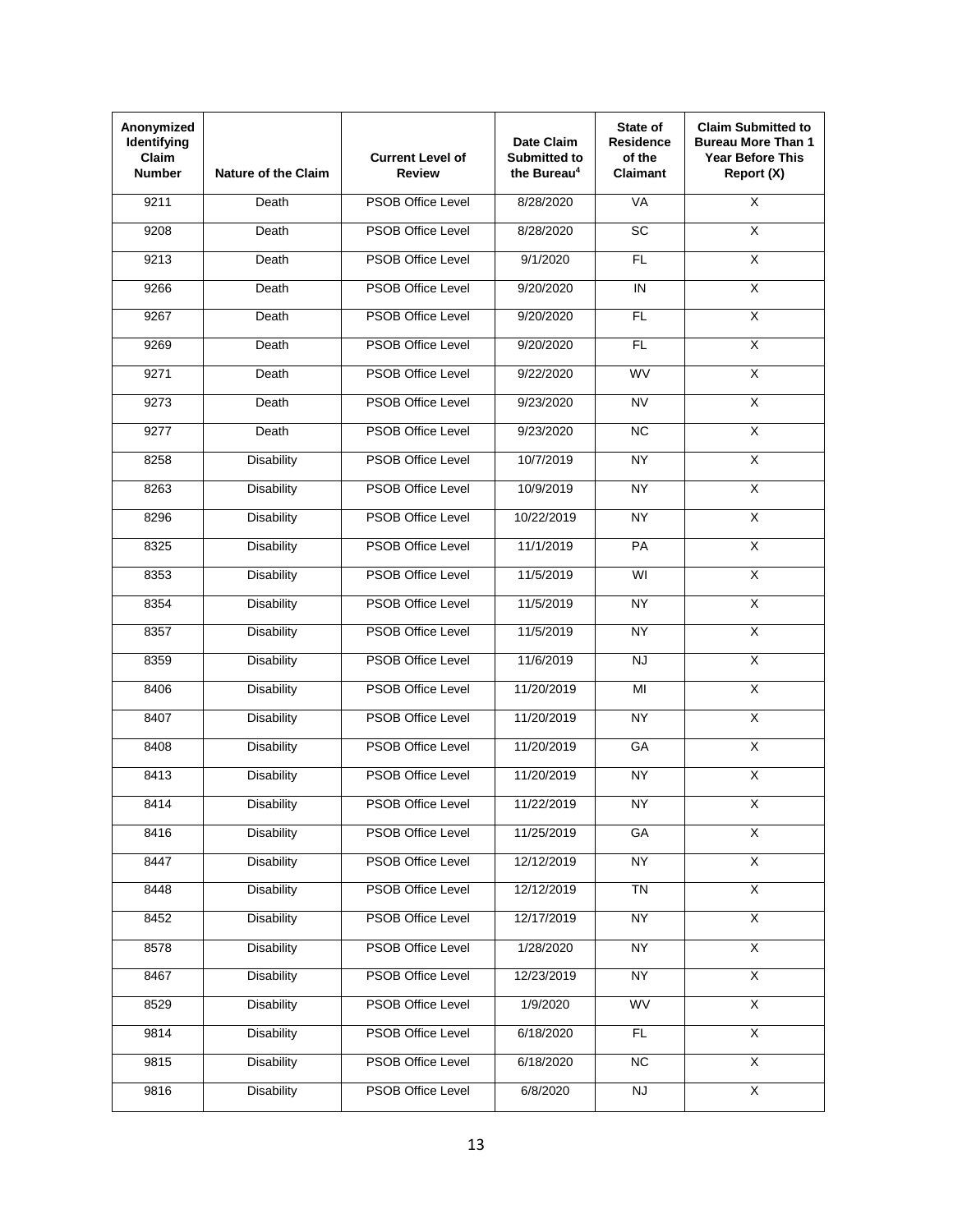| Anonymized Identifying Claim Number | Nature of the Claim | Current Level of Review | Date Claim Submitted to the Bureau[4] | State of Residence of the Claimant | Claim Submitted to Bureau More Than 1 Year Before This Report (X) |
|---|---|---|---|---|---|
| 9211 | Death | PSOB Office Level | 8/28/2020 | VA | X |
| 9208 | Death | PSOB Office Level | 8/28/2020 | SC | X |
| 9213 | Death | PSOB Office Level | 9/1/2020 | FL | X |
| 9266 | Death | PSOB Office Level | 9/20/2020 | IN | X |
| 9267 | Death | PSOB Office Level | 9/20/2020 | FL | X |
| 9269 | Death | PSOB Office Level | 9/20/2020 | FL | X |
| 9271 | Death | PSOB Office Level | 9/22/2020 | WV | X |
| 9273 | Death | PSOB Office Level | 9/23/2020 | NV | X |
| 9277 | Death | PSOB Office Level | 9/23/2020 | NC | X |
| 8258 | Disability | PSOB Office Level | 10/7/2019 | NY | X |
| 8263 | Disability | PSOB Office Level | 10/9/2019 | NY | X |
| 8296 | Disability | PSOB Office Level | 10/22/2019 | NY | X |
| 8325 | Disability | PSOB Office Level | 11/1/2019 | PA | X |
| 8353 | Disability | PSOB Office Level | 11/5/2019 | WI | X |
| 8354 | Disability | PSOB Office Level | 11/5/2019 | NY | X |
| 8357 | Disability | PSOB Office Level | 11/5/2019 | NY | X |
| 8359 | Disability | PSOB Office Level | 11/6/2019 | NJ | X |
| 8406 | Disability | PSOB Office Level | 11/20/2019 | MI | X |
| 8407 | Disability | PSOB Office Level | 11/20/2019 | NY | X |
| 8408 | Disability | PSOB Office Level | 11/20/2019 | GA | X |
| 8413 | Disability | PSOB Office Level | 11/20/2019 | NY | X |
| 8414 | Disability | PSOB Office Level | 11/22/2019 | NY | X |
| 8416 | Disability | PSOB Office Level | 11/25/2019 | GA | X |
| 8447 | Disability | PSOB Office Level | 12/12/2019 | NY | X |
| 8448 | Disability | PSOB Office Level | 12/12/2019 | TN | X |
| 8452 | Disability | PSOB Office Level | 12/17/2019 | NY | X |
| 8578 | Disability | PSOB Office Level | 1/28/2020 | NY | X |
| 8467 | Disability | PSOB Office Level | 12/23/2019 | NY | X |
| 8529 | Disability | PSOB Office Level | 1/9/2020 | WV | X |
| 9814 | Disability | PSOB Office Level | 6/18/2020 | FL | X |
| 9815 | Disability | PSOB Office Level | 6/18/2020 | NC | X |
| 9816 | Disability | PSOB Office Level | 6/8/2020 | NJ | X |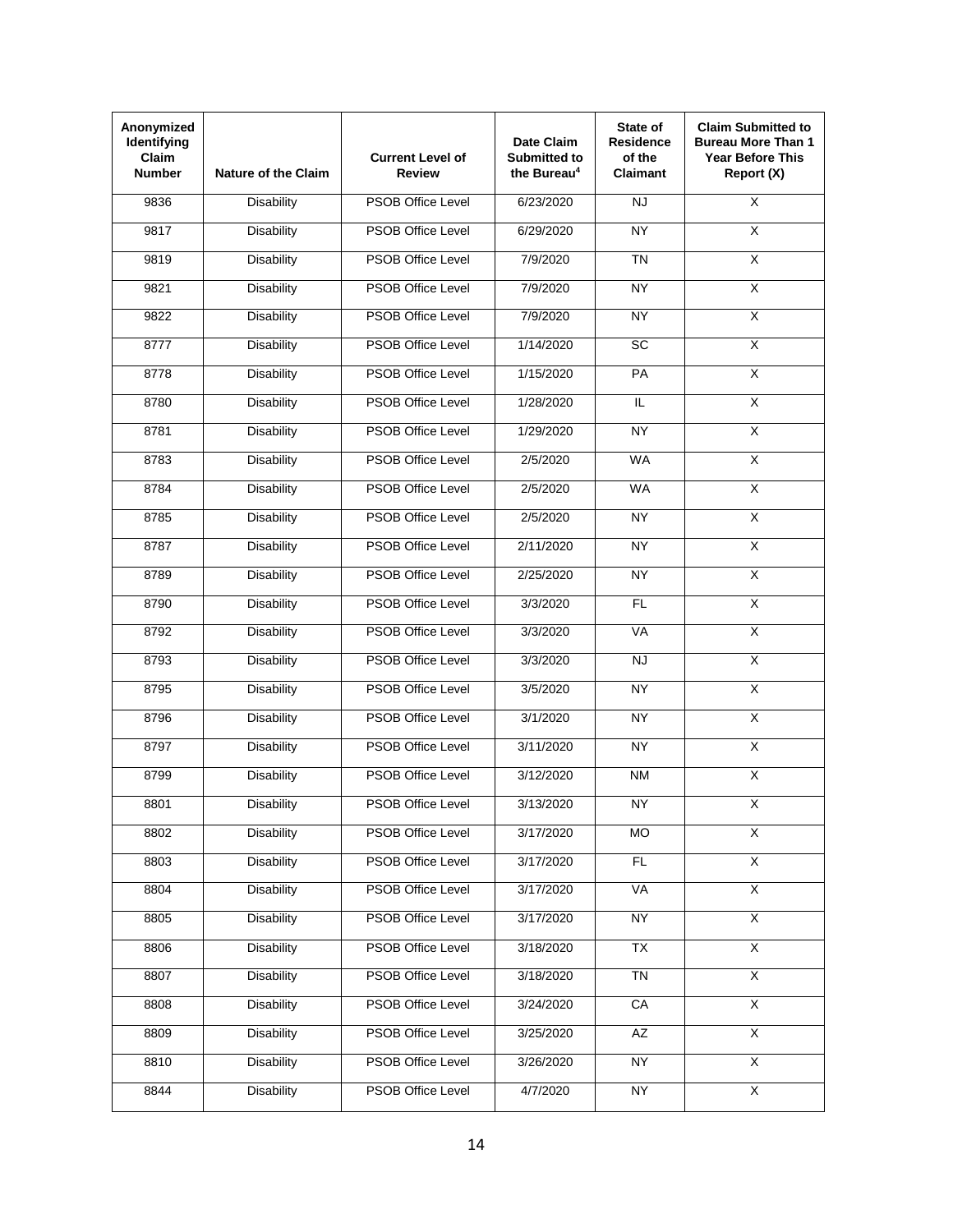| Anonymized Identifying Claim Number | Nature of the Claim | Current Level of Review | Date Claim Submitted to the Bureau[4] | State of Residence of the Claimant | Claim Submitted to Bureau More Than 1 Year Before This Report (X) |
|---|---|---|---|---|---|
| 9836 | Disability | PSOB Office Level | 6/23/2020 | NJ | X |
| 9817 | Disability | PSOB Office Level | 6/29/2020 | NY | X |
| 9819 | Disability | PSOB Office Level | 7/9/2020 | TN | X |
| 9821 | Disability | PSOB Office Level | 7/9/2020 | NY | X |
| 9822 | Disability | PSOB Office Level | 7/9/2020 | NY | X |
| 8777 | Disability | PSOB Office Level | 1/14/2020 | SC | X |
| 8778 | Disability | PSOB Office Level | 1/15/2020 | PA | X |
| 8780 | Disability | PSOB Office Level | 1/28/2020 | IL | X |
| 8781 | Disability | PSOB Office Level | 1/29/2020 | NY | X |
| 8783 | Disability | PSOB Office Level | 2/5/2020 | WA | X |
| 8784 | Disability | PSOB Office Level | 2/5/2020 | WA | X |
| 8785 | Disability | PSOB Office Level | 2/5/2020 | NY | X |
| 8787 | Disability | PSOB Office Level | 2/11/2020 | NY | X |
| 8789 | Disability | PSOB Office Level | 2/25/2020 | NY | X |
| 8790 | Disability | PSOB Office Level | 3/3/2020 | FL | X |
| 8792 | Disability | PSOB Office Level | 3/3/2020 | VA | X |
| 8793 | Disability | PSOB Office Level | 3/3/2020 | NJ | X |
| 8795 | Disability | PSOB Office Level | 3/5/2020 | NY | X |
| 8796 | Disability | PSOB Office Level | 3/1/2020 | NY | X |
| 8797 | Disability | PSOB Office Level | 3/11/2020 | NY | X |
| 8799 | Disability | PSOB Office Level | 3/12/2020 | NM | X |
| 8801 | Disability | PSOB Office Level | 3/13/2020 | NY | X |
| 8802 | Disability | PSOB Office Level | 3/17/2020 | MO | X |
| 8803 | Disability | PSOB Office Level | 3/17/2020 | FL | X |
| 8804 | Disability | PSOB Office Level | 3/17/2020 | VA | X |
| 8805 | Disability | PSOB Office Level | 3/17/2020 | NY | X |
| 8806 | Disability | PSOB Office Level | 3/18/2020 | TX | X |
| 8807 | Disability | PSOB Office Level | 3/18/2020 | TN | X |
| 8808 | Disability | PSOB Office Level | 3/24/2020 | CA | X |
| 8809 | Disability | PSOB Office Level | 3/25/2020 | AZ | X |
| 8810 | Disability | PSOB Office Level | 3/26/2020 | NY | X |
| 8844 | Disability | PSOB Office Level | 4/7/2020 | NY | X |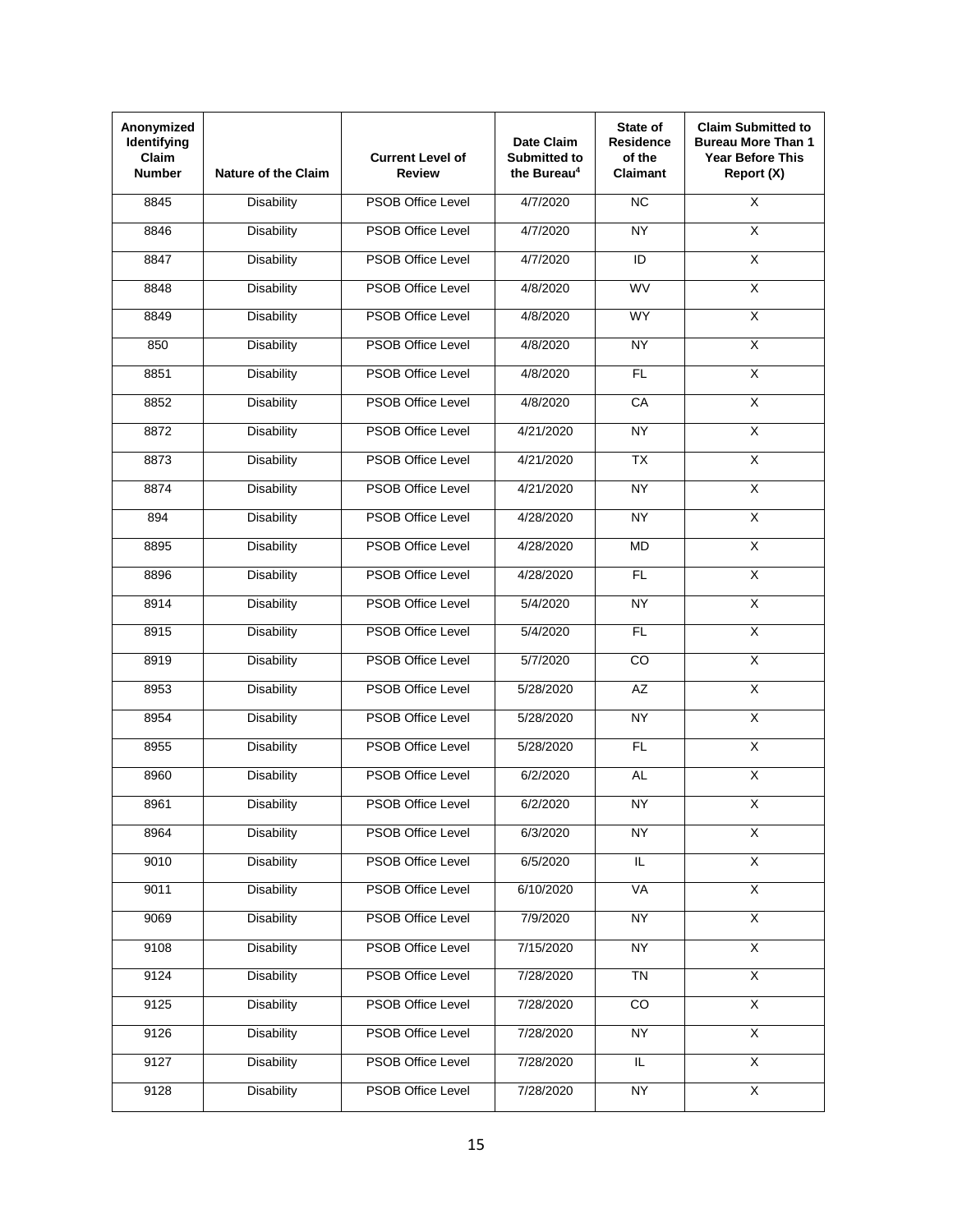| Anonymized Identifying Claim Number | Nature of the Claim | Current Level of Review | Date Claim Submitted to the Bureau[4] | State of Residence of the Claimant | Claim Submitted to Bureau More Than 1 Year Before This Report (X) |
|---|---|---|---|---|---|
| 8845 | Disability | PSOB Office Level | 4/7/2020 | NC | X |
| 8846 | Disability | PSOB Office Level | 4/7/2020 | NY | X |
| 8847 | Disability | PSOB Office Level | 4/7/2020 | ID | X |
| 8848 | Disability | PSOB Office Level | 4/8/2020 | WV | X |
| 8849 | Disability | PSOB Office Level | 4/8/2020 | WY | X |
| 850 | Disability | PSOB Office Level | 4/8/2020 | NY | X |
| 8851 | Disability | PSOB Office Level | 4/8/2020 | FL | X |
| 8852 | Disability | PSOB Office Level | 4/8/2020 | CA | X |
| 8872 | Disability | PSOB Office Level | 4/21/2020 | NY | X |
| 8873 | Disability | PSOB Office Level | 4/21/2020 | TX | X |
| 8874 | Disability | PSOB Office Level | 4/21/2020 | NY | X |
| 894 | Disability | PSOB Office Level | 4/28/2020 | NY | X |
| 8895 | Disability | PSOB Office Level | 4/28/2020 | MD | X |
| 8896 | Disability | PSOB Office Level | 4/28/2020 | FL | X |
| 8914 | Disability | PSOB Office Level | 5/4/2020 | NY | X |
| 8915 | Disability | PSOB Office Level | 5/4/2020 | FL | X |
| 8919 | Disability | PSOB Office Level | 5/7/2020 | CO | X |
| 8953 | Disability | PSOB Office Level | 5/28/2020 | AZ | X |
| 8954 | Disability | PSOB Office Level | 5/28/2020 | NY | X |
| 8955 | Disability | PSOB Office Level | 5/28/2020 | FL | X |
| 8960 | Disability | PSOB Office Level | 6/2/2020 | AL | X |
| 8961 | Disability | PSOB Office Level | 6/2/2020 | NY | X |
| 8964 | Disability | PSOB Office Level | 6/3/2020 | NY | X |
| 9010 | Disability | PSOB Office Level | 6/5/2020 | IL | X |
| 9011 | Disability | PSOB Office Level | 6/10/2020 | VA | X |
| 9069 | Disability | PSOB Office Level | 7/9/2020 | NY | X |
| 9108 | Disability | PSOB Office Level | 7/15/2020 | NY | X |
| 9124 | Disability | PSOB Office Level | 7/28/2020 | TN | X |
| 9125 | Disability | PSOB Office Level | 7/28/2020 | CO | X |
| 9126 | Disability | PSOB Office Level | 7/28/2020 | NY | X |
| 9127 | Disability | PSOB Office Level | 7/28/2020 | IL | X |
| 9128 | Disability | PSOB Office Level | 7/28/2020 | NY | X |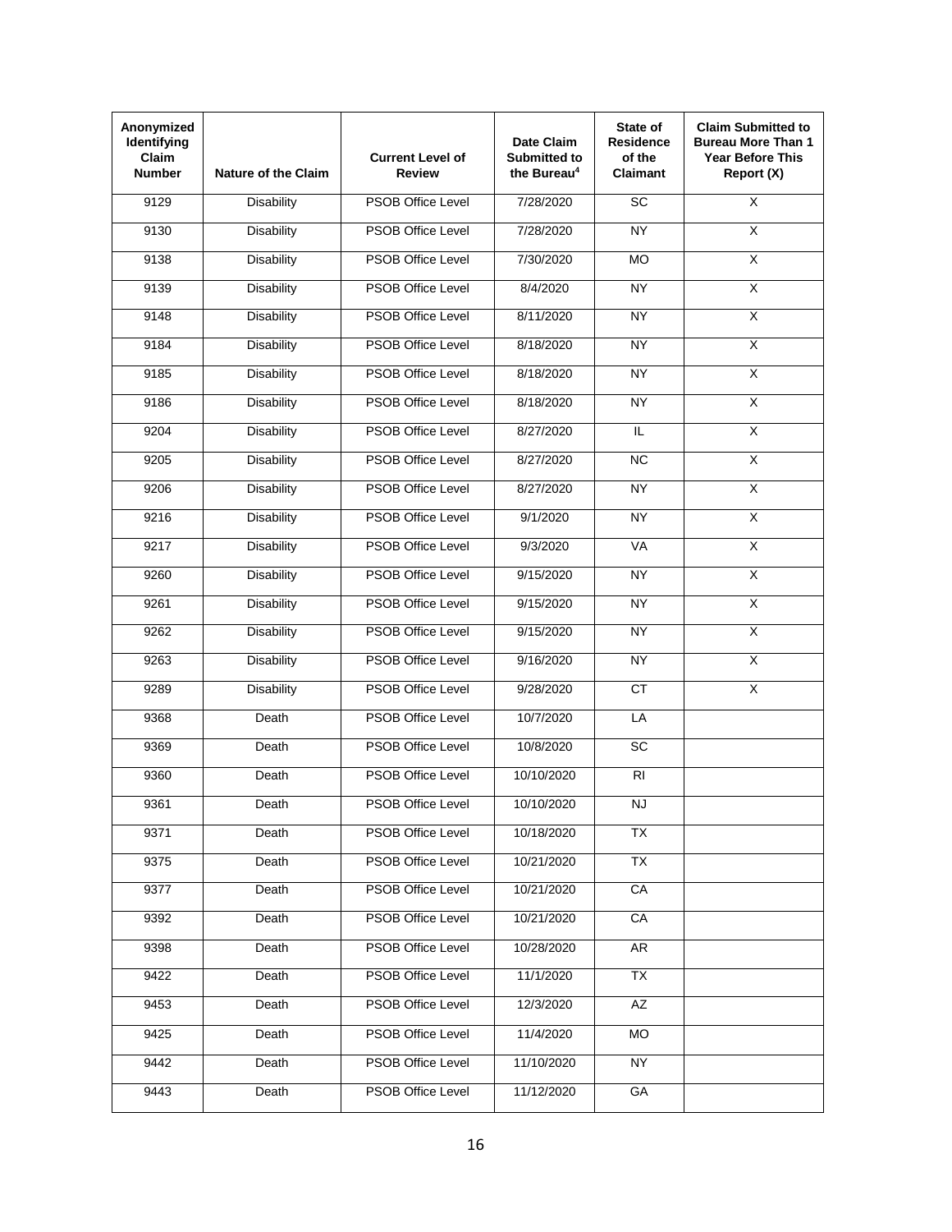| Anonymized Identifying Claim Number | Nature of the Claim | Current Level of Review | Date Claim Submitted to the Bureau[4] | State of Residence of the Claimant | Claim Submitted to Bureau More Than 1 Year Before This Report (X) |
|---|---|---|---|---|---|
| 9129 | Disability | PSOB Office Level | 7/28/2020 | SC | X |
| 9130 | Disability | PSOB Office Level | 7/28/2020 | NY | X |
| 9138 | Disability | PSOB Office Level | 7/30/2020 | MO | X |
| 9139 | Disability | PSOB Office Level | 8/4/2020 | NY | X |
| 9148 | Disability | PSOB Office Level | 8/11/2020 | NY | X |
| 9184 | Disability | PSOB Office Level | 8/18/2020 | NY | X |
| 9185 | Disability | PSOB Office Level | 8/18/2020 | NY | X |
| 9186 | Disability | PSOB Office Level | 8/18/2020 | NY | X |
| 9204 | Disability | PSOB Office Level | 8/27/2020 | IL | X |
| 9205 | Disability | PSOB Office Level | 8/27/2020 | NC | X |
| 9206 | Disability | PSOB Office Level | 8/27/2020 | NY | X |
| 9216 | Disability | PSOB Office Level | 9/1/2020 | NY | X |
| 9217 | Disability | PSOB Office Level | 9/3/2020 | VA | X |
| 9260 | Disability | PSOB Office Level | 9/15/2020 | NY | X |
| 9261 | Disability | PSOB Office Level | 9/15/2020 | NY | X |
| 9262 | Disability | PSOB Office Level | 9/15/2020 | NY | X |
| 9263 | Disability | PSOB Office Level | 9/16/2020 | NY | X |
| 9289 | Disability | PSOB Office Level | 9/28/2020 | CT | X |
| 9368 | Death | PSOB Office Level | 10/7/2020 | LA | |
| 9369 | Death | PSOB Office Level | 10/8/2020 | SC | |
| 9360 | Death | PSOB Office Level | 10/10/2020 | RI | |
| 9361 | Death | PSOB Office Level | 10/10/2020 | NJ | |
| 9371 | Death | PSOB Office Level | 10/18/2020 | TX | |
| 9375 | Death | PSOB Office Level | 10/21/2020 | TX | |
| 9377 | Death | PSOB Office Level | 10/21/2020 | CA | |
| 9392 | Death | PSOB Office Level | 10/21/2020 | CA | |
| 9398 | Death | PSOB Office Level | 10/28/2020 | AR | |
| 9422 | Death | PSOB Office Level | 11/1/2020 | TX | |
| 9453 | Death | PSOB Office Level | 12/3/2020 | AZ | |
| 9425 | Death | PSOB Office Level | 11/4/2020 | MO | |
| 9442 | Death | PSOB Office Level | 11/10/2020 | NY | |
| 9443 | Death | PSOB Office Level | 11/12/2020 | GA | |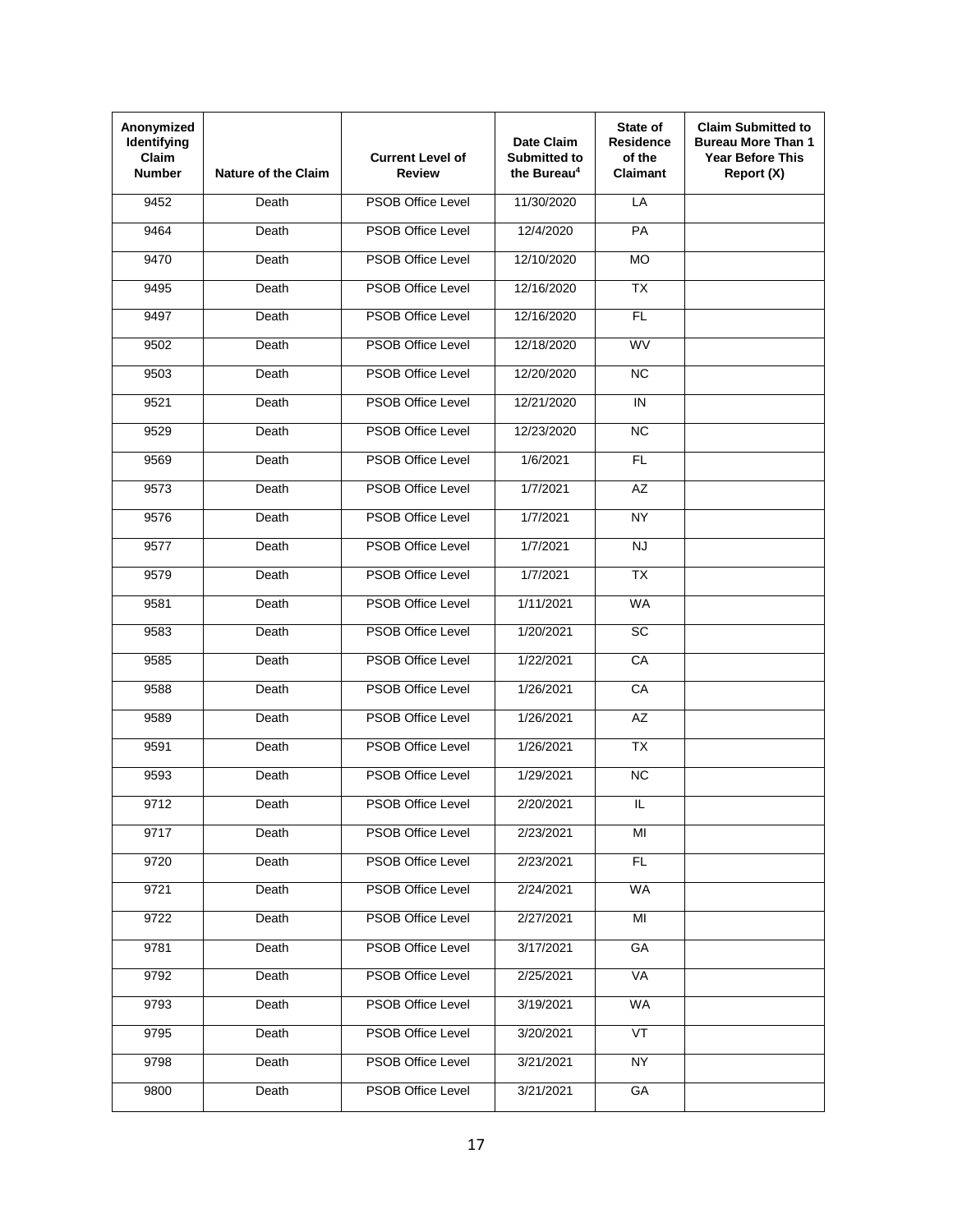| Anonymized Identifying Claim Number | Nature of the Claim | Current Level of Review | Date Claim Submitted to the Bureau[4] | State of Residence of the Claimant | Claim Submitted to Bureau More Than 1 Year Before This Report (X) |
|---|---|---|---|---|---|
| 9452 | Death | PSOB Office Level | 11/30/2020 | LA | |
| 9464 | Death | PSOB Office Level | 12/4/2020 | PA | |
| 9470 | Death | PSOB Office Level | 12/10/2020 | MO | |
| 9495 | Death | PSOB Office Level | 12/16/2020 | TX | |
| 9497 | Death | PSOB Office Level | 12/16/2020 | FL | |
| 9502 | Death | PSOB Office Level | 12/18/2020 | WV | |
| 9503 | Death | PSOB Office Level | 12/20/2020 | NC | |
| 9521 | Death | PSOB Office Level | 12/21/2020 | IN | |
| 9529 | Death | PSOB Office Level | 12/23/2020 | NC | |
| 9569 | Death | PSOB Office Level | 1/6/2021 | FL | |
| 9573 | Death | PSOB Office Level | 1/7/2021 | AZ | |
| 9576 | Death | PSOB Office Level | 1/7/2021 | NY | |
| 9577 | Death | PSOB Office Level | 1/7/2021 | NJ | |
| 9579 | Death | PSOB Office Level | 1/7/2021 | TX | |
| 9581 | Death | PSOB Office Level | 1/11/2021 | WA | |
| 9583 | Death | PSOB Office Level | 1/20/2021 | SC | |
| 9585 | Death | PSOB Office Level | 1/22/2021 | CA | |
| 9588 | Death | PSOB Office Level | 1/26/2021 | CA | |
| 9589 | Death | PSOB Office Level | 1/26/2021 | AZ | |
| 9591 | Death | PSOB Office Level | 1/26/2021 | TX | |
| 9593 | Death | PSOB Office Level | 1/29/2021 | NC | |
| 9712 | Death | PSOB Office Level | 2/20/2021 | IL | |
| 9717 | Death | PSOB Office Level | 2/23/2021 | MI | |
| 9720 | Death | PSOB Office Level | 2/23/2021 | FL | |
| 9721 | Death | PSOB Office Level | 2/24/2021 | WA | |
| 9722 | Death | PSOB Office Level | 2/27/2021 | MI | |
| 9781 | Death | PSOB Office Level | 3/17/2021 | GA | |
| 9792 | Death | PSOB Office Level | 2/25/2021 | VA | |
| 9793 | Death | PSOB Office Level | 3/19/2021 | WA | |
| 9795 | Death | PSOB Office Level | 3/20/2021 | VT | |
| 9798 | Death | PSOB Office Level | 3/21/2021 | NY | |
| 9800 | Death | PSOB Office Level | 3/21/2021 | GA | |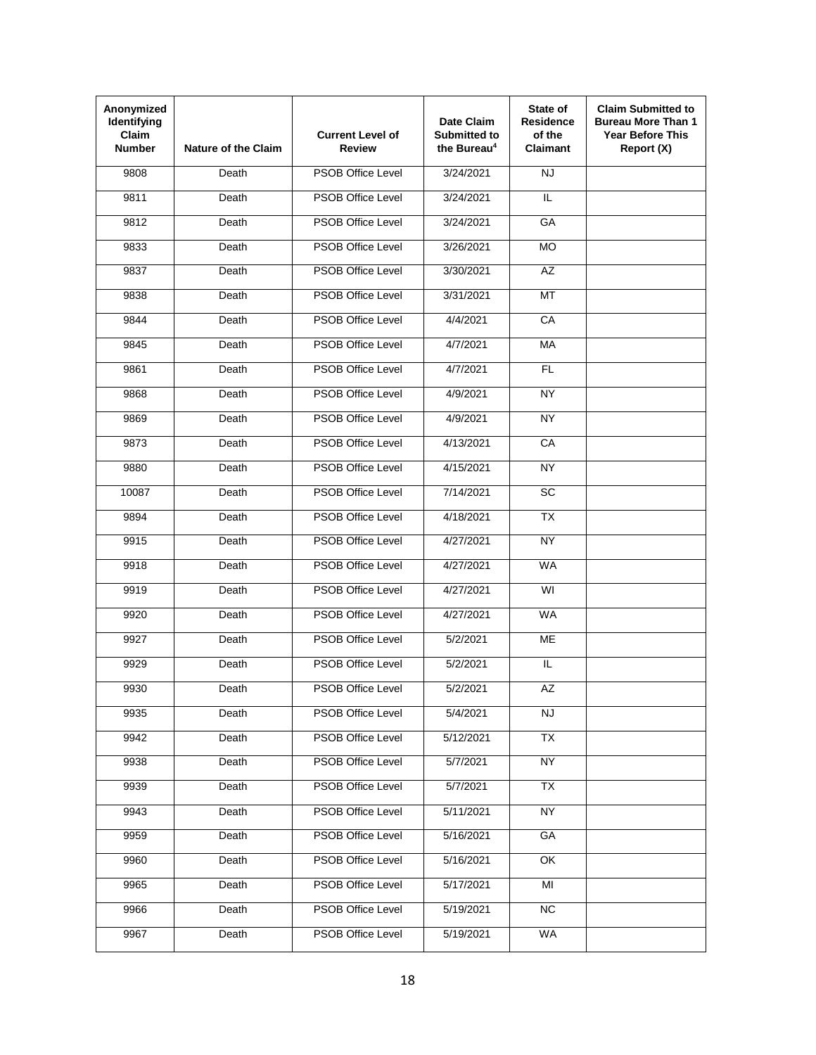| Anonymized Identifying Claim Number | Nature of the Claim | Current Level of Review | Date Claim Submitted to the Bureau[4] | State of Residence of the Claimant | Claim Submitted to Bureau More Than 1 Year Before This Report (X) |
|---|---|---|---|---|---|
| 9808 | Death | PSOB Office Level | 3/24/2021 | NJ | |
| 9811 | Death | PSOB Office Level | 3/24/2021 | IL | |
| 9812 | Death | PSOB Office Level | 3/24/2021 | GA | |
| 9833 | Death | PSOB Office Level | 3/26/2021 | MO | |
| 9837 | Death | PSOB Office Level | 3/30/2021 | AZ | |
| 9838 | Death | PSOB Office Level | 3/31/2021 | MT | |
| 9844 | Death | PSOB Office Level | 4/4/2021 | CA | |
| 9845 | Death | PSOB Office Level | 4/7/2021 | MA | |
| 9861 | Death | PSOB Office Level | 4/7/2021 | FL | |
| 9868 | Death | PSOB Office Level | 4/9/2021 | NY | |
| 9869 | Death | PSOB Office Level | 4/9/2021 | NY | |
| 9873 | Death | PSOB Office Level | 4/13/2021 | CA | |
| 9880 | Death | PSOB Office Level | 4/15/2021 | NY | |
| 10087 | Death | PSOB Office Level | 7/14/2021 | SC | |
| 9894 | Death | PSOB Office Level | 4/18/2021 | TX | |
| 9915 | Death | PSOB Office Level | 4/27/2021 | NY | |
| 9918 | Death | PSOB Office Level | 4/27/2021 | WA | |
| 9919 | Death | PSOB Office Level | 4/27/2021 | WI | |
| 9920 | Death | PSOB Office Level | 4/27/2021 | WA | |
| 9927 | Death | PSOB Office Level | 5/2/2021 | ME | |
| 9929 | Death | PSOB Office Level | 5/2/2021 | IL | |
| 9930 | Death | PSOB Office Level | 5/2/2021 | AZ | |
| 9935 | Death | PSOB Office Level | 5/4/2021 | NJ | |
| 9942 | Death | PSOB Office Level | 5/12/2021 | TX | |
| 9938 | Death | PSOB Office Level | 5/7/2021 | NY | |
| 9939 | Death | PSOB Office Level | 5/7/2021 | TX | |
| 9943 | Death | PSOB Office Level | 5/11/2021 | NY | |
| 9959 | Death | PSOB Office Level | 5/16/2021 | GA | |
| 9960 | Death | PSOB Office Level | 5/16/2021 | OK | |
| 9965 | Death | PSOB Office Level | 5/17/2021 | MI | |
| 9966 | Death | PSOB Office Level | 5/19/2021 | NC | |
| 9967 | Death | PSOB Office Level | 5/19/2021 | WA | |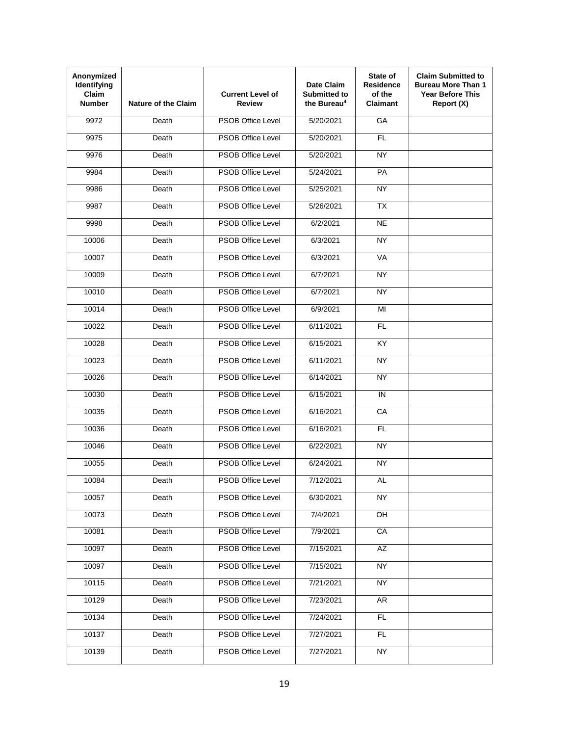| Anonymized Identifying Claim Number | Nature of the Claim | Current Level of Review | Date Claim Submitted to the Bureau[4] | State of Residence of the Claimant | Claim Submitted to Bureau More Than 1 Year Before This Report (X) |
|---|---|---|---|---|---|
| 9972 | Death | PSOB Office Level | 5/20/2021 | GA | |
| 9975 | Death | PSOB Office Level | 5/20/2021 | FL | |
| 9976 | Death | PSOB Office Level | 5/20/2021 | NY | |
| 9984 | Death | PSOB Office Level | 5/24/2021 | PA | |
| 9986 | Death | PSOB Office Level | 5/25/2021 | NY | |
| 9987 | Death | PSOB Office Level | 5/26/2021 | TX | |
| 9998 | Death | PSOB Office Level | 6/2/2021 | NE | |
| 10006 | Death | PSOB Office Level | 6/3/2021 | NY | |
| 10007 | Death | PSOB Office Level | 6/3/2021 | VA | |
| 10009 | Death | PSOB Office Level | 6/7/2021 | NY | |
| 10010 | Death | PSOB Office Level | 6/7/2021 | NY | |
| 10014 | Death | PSOB Office Level | 6/9/2021 | MI | |
| 10022 | Death | PSOB Office Level | 6/11/2021 | FL | |
| 10028 | Death | PSOB Office Level | 6/15/2021 | KY | |
| 10023 | Death | PSOB Office Level | 6/11/2021 | NY | |
| 10026 | Death | PSOB Office Level | 6/14/2021 | NY | |
| 10030 | Death | PSOB Office Level | 6/15/2021 | IN | |
| 10035 | Death | PSOB Office Level | 6/16/2021 | CA | |
| 10036 | Death | PSOB Office Level | 6/16/2021 | FL | |
| 10046 | Death | PSOB Office Level | 6/22/2021 | NY | |
| 10055 | Death | PSOB Office Level | 6/24/2021 | NY | |
| 10084 | Death | PSOB Office Level | 7/12/2021 | AL | |
| 10057 | Death | PSOB Office Level | 6/30/2021 | NY | |
| 10073 | Death | PSOB Office Level | 7/4/2021 | OH | |
| 10081 | Death | PSOB Office Level | 7/9/2021 | CA | |
| 10097 | Death | PSOB Office Level | 7/15/2021 | AZ | |
| 10097 | Death | PSOB Office Level | 7/15/2021 | NY | |
| 10115 | Death | PSOB Office Level | 7/21/2021 | NY | |
| 10129 | Death | PSOB Office Level | 7/23/2021 | AR | |
| 10134 | Death | PSOB Office Level | 7/24/2021 | FL | |
| 10137 | Death | PSOB Office Level | 7/27/2021 | FL | |
| 10139 | Death | PSOB Office Level | 7/27/2021 | NY | |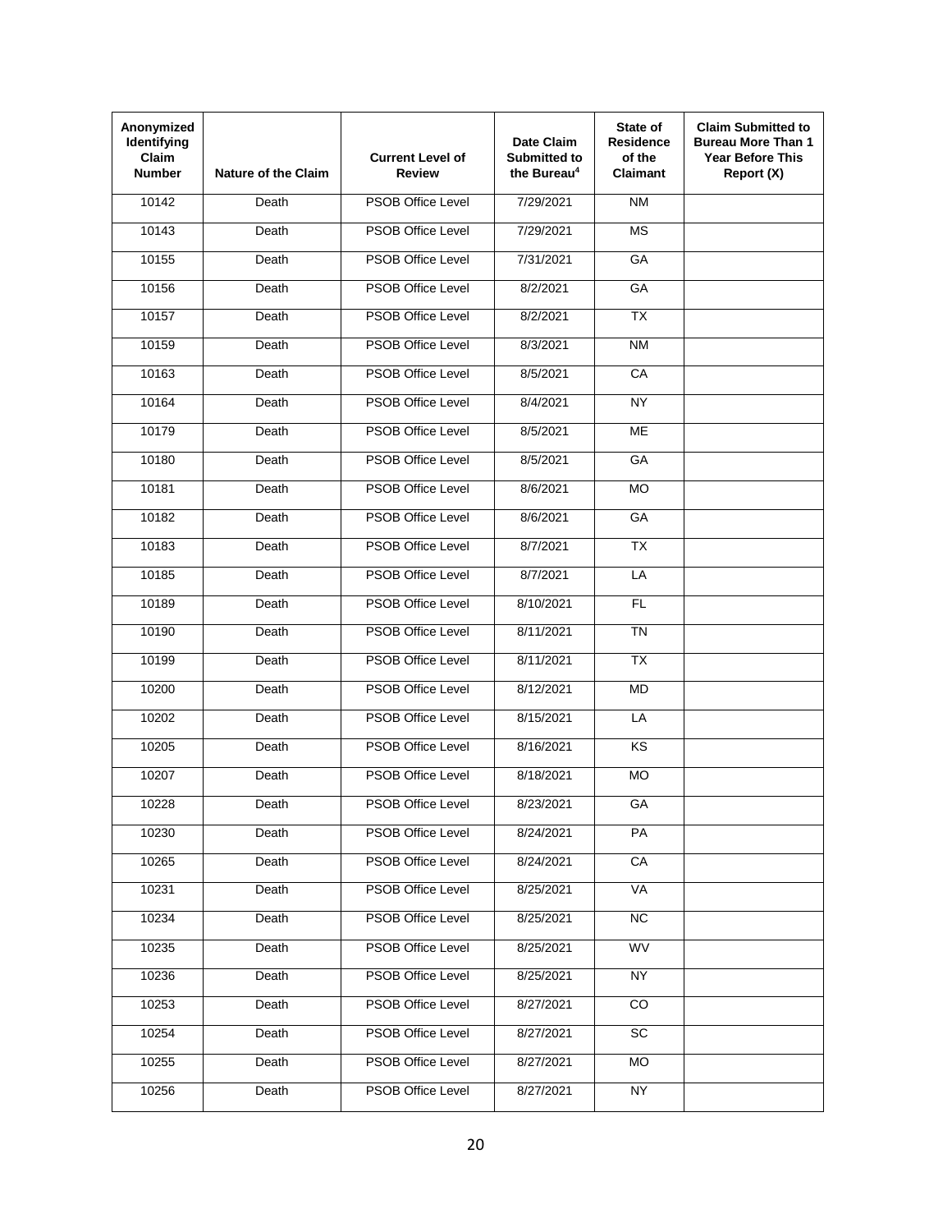| Anonymized Identifying Claim Number | Nature of the Claim | Current Level of Review | Date Claim Submitted to the Bureau[4] | State of Residence of the Claimant | Claim Submitted to Bureau More Than 1 Year Before This Report (X) |
|---|---|---|---|---|---|
| 10142 | Death | PSOB Office Level | 7/29/2021 | NM | |
| 10143 | Death | PSOB Office Level | 7/29/2021 | MS | |
| 10155 | Death | PSOB Office Level | 7/31/2021 | GA | |
| 10156 | Death | PSOB Office Level | 8/2/2021 | GA | |
| 10157 | Death | PSOB Office Level | 8/2/2021 | TX | |
| 10159 | Death | PSOB Office Level | 8/3/2021 | NM | |
| 10163 | Death | PSOB Office Level | 8/5/2021 | CA | |
| 10164 | Death | PSOB Office Level | 8/4/2021 | NY | |
| 10179 | Death | PSOB Office Level | 8/5/2021 | ME | |
| 10180 | Death | PSOB Office Level | 8/5/2021 | GA | |
| 10181 | Death | PSOB Office Level | 8/6/2021 | MO | |
| 10182 | Death | PSOB Office Level | 8/6/2021 | GA | |
| 10183 | Death | PSOB Office Level | 8/7/2021 | TX | |
| 10185 | Death | PSOB Office Level | 8/7/2021 | LA | |
| 10189 | Death | PSOB Office Level | 8/10/2021 | FL | |
| 10190 | Death | PSOB Office Level | 8/11/2021 | TN | |
| 10199 | Death | PSOB Office Level | 8/11/2021 | TX | |
| 10200 | Death | PSOB Office Level | 8/12/2021 | MD | |
| 10202 | Death | PSOB Office Level | 8/15/2021 | LA | |
| 10205 | Death | PSOB Office Level | 8/16/2021 | KS | |
| 10207 | Death | PSOB Office Level | 8/18/2021 | MO | |
| 10228 | Death | PSOB Office Level | 8/23/2021 | GA | |
| 10230 | Death | PSOB Office Level | 8/24/2021 | PA | |
| 10265 | Death | PSOB Office Level | 8/24/2021 | CA | |
| 10231 | Death | PSOB Office Level | 8/25/2021 | VA | |
| 10234 | Death | PSOB Office Level | 8/25/2021 | NC | |
| 10235 | Death | PSOB Office Level | 8/25/2021 | WV | |
| 10236 | Death | PSOB Office Level | 8/25/2021 | NY | |
| 10253 | Death | PSOB Office Level | 8/27/2021 | CO | |
| 10254 | Death | PSOB Office Level | 8/27/2021 | SC | |
| 10255 | Death | PSOB Office Level | 8/27/2021 | MO | |
| 10256 | Death | PSOB Office Level | 8/27/2021 | NY | |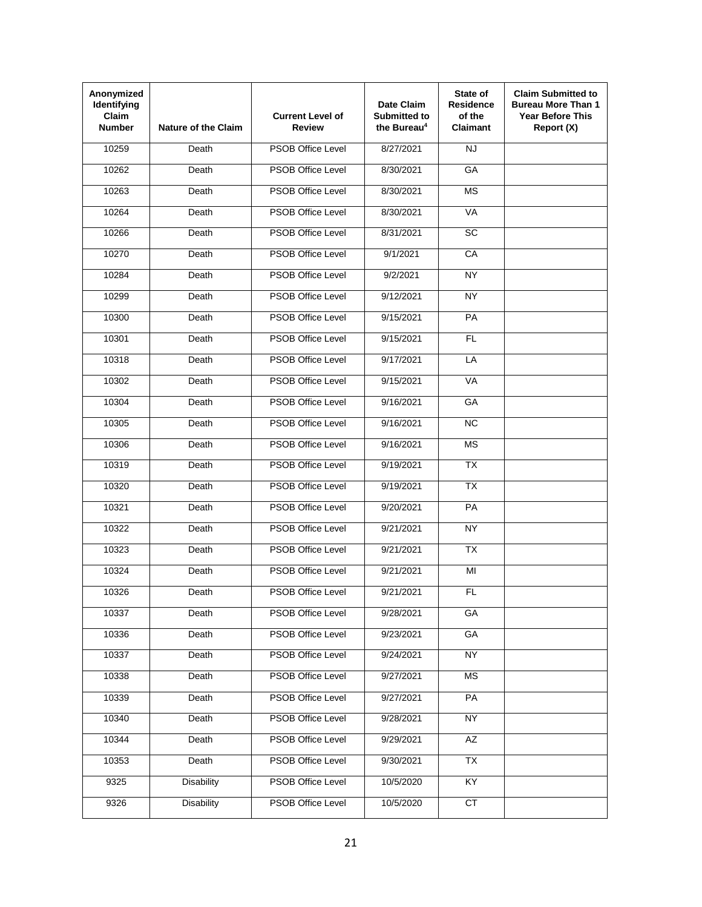| Anonymized Identifying Claim Number | Nature of the Claim | Current Level of Review | Date Claim Submitted to the Bureau[4] | State of Residence of the Claimant | Claim Submitted to Bureau More Than 1 Year Before This Report (X) |
|---|---|---|---|---|---|
| 10259 | Death | PSOB Office Level | 8/27/2021 | NJ | |
| 10262 | Death | PSOB Office Level | 8/30/2021 | GA | |
| 10263 | Death | PSOB Office Level | 8/30/2021 | MS | |
| 10264 | Death | PSOB Office Level | 8/30/2021 | VA | |
| 10266 | Death | PSOB Office Level | 8/31/2021 | SC | |
| 10270 | Death | PSOB Office Level | 9/1/2021 | CA | |
| 10284 | Death | PSOB Office Level | 9/2/2021 | NY | |
| 10299 | Death | PSOB Office Level | 9/12/2021 | NY | |
| 10300 | Death | PSOB Office Level | 9/15/2021 | PA | |
| 10301 | Death | PSOB Office Level | 9/15/2021 | FL | |
| 10318 | Death | PSOB Office Level | 9/17/2021 | LA | |
| 10302 | Death | PSOB Office Level | 9/15/2021 | VA | |
| 10304 | Death | PSOB Office Level | 9/16/2021 | GA | |
| 10305 | Death | PSOB Office Level | 9/16/2021 | NC | |
| 10306 | Death | PSOB Office Level | 9/16/2021 | MS | |
| 10319 | Death | PSOB Office Level | 9/19/2021 | TX | |
| 10320 | Death | PSOB Office Level | 9/19/2021 | TX | |
| 10321 | Death | PSOB Office Level | 9/20/2021 | PA | |
| 10322 | Death | PSOB Office Level | 9/21/2021 | NY | |
| 10323 | Death | PSOB Office Level | 9/21/2021 | TX | |
| 10324 | Death | PSOB Office Level | 9/21/2021 | MI | |
| 10326 | Death | PSOB Office Level | 9/21/2021 | FL | |
| 10337 | Death | PSOB Office Level | 9/28/2021 | GA | |
| 10336 | Death | PSOB Office Level | 9/23/2021 | GA | |
| 10337 | Death | PSOB Office Level | 9/24/2021 | NY | |
| 10338 | Death | PSOB Office Level | 9/27/2021 | MS | |
| 10339 | Death | PSOB Office Level | 9/27/2021 | PA | |
| 10340 | Death | PSOB Office Level | 9/28/2021 | NY | |
| 10344 | Death | PSOB Office Level | 9/29/2021 | AZ | |
| 10353 | Death | PSOB Office Level | 9/30/2021 | TX | |
| 9325 | Disability | PSOB Office Level | 10/5/2020 | KY | |
| 9326 | Disability | PSOB Office Level | 10/5/2020 | CT | |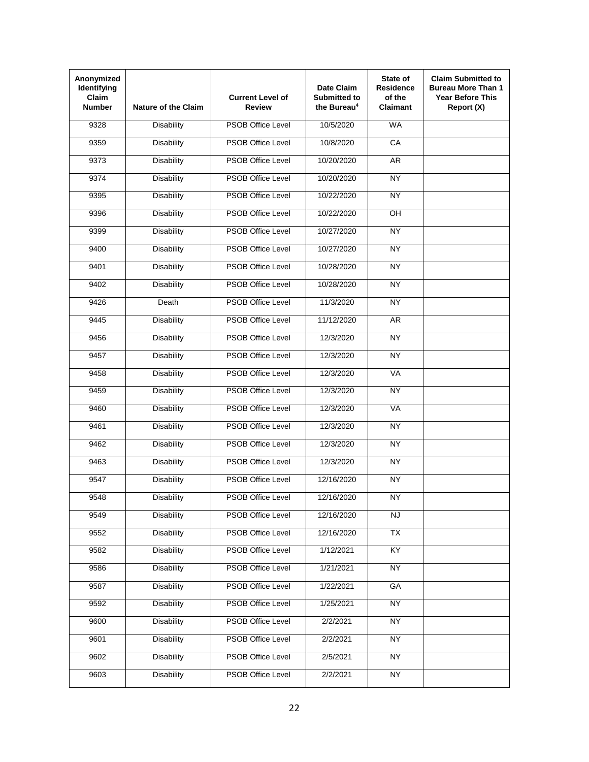| Anonymized Identifying Claim Number | Nature of the Claim | Current Level of Review | Date Claim Submitted to the Bureau[4] | State of Residence of the Claimant | Claim Submitted to Bureau More Than 1 Year Before This Report (X) |
|---|---|---|---|---|---|
| 9328 | Disability | PSOB Office Level | 10/5/2020 | WA | |
| 9359 | Disability | PSOB Office Level | 10/8/2020 | CA | |
| 9373 | Disability | PSOB Office Level | 10/20/2020 | AR | |
| 9374 | Disability | PSOB Office Level | 10/20/2020 | NY | |
| 9395 | Disability | PSOB Office Level | 10/22/2020 | NY | |
| 9396 | Disability | PSOB Office Level | 10/22/2020 | OH | |
| 9399 | Disability | PSOB Office Level | 10/27/2020 | NY | |
| 9400 | Disability | PSOB Office Level | 10/27/2020 | NY | |
| 9401 | Disability | PSOB Office Level | 10/28/2020 | NY | |
| 9402 | Disability | PSOB Office Level | 10/28/2020 | NY | |
| 9426 | Death | PSOB Office Level | 11/3/2020 | NY | |
| 9445 | Disability | PSOB Office Level | 11/12/2020 | AR | |
| 9456 | Disability | PSOB Office Level | 12/3/2020 | NY | |
| 9457 | Disability | PSOB Office Level | 12/3/2020 | NY | |
| 9458 | Disability | PSOB Office Level | 12/3/2020 | VA | |
| 9459 | Disability | PSOB Office Level | 12/3/2020 | NY | |
| 9460 | Disability | PSOB Office Level | 12/3/2020 | VA | |
| 9461 | Disability | PSOB Office Level | 12/3/2020 | NY | |
| 9462 | Disability | PSOB Office Level | 12/3/2020 | NY | |
| 9463 | Disability | PSOB Office Level | 12/3/2020 | NY | |
| 9547 | Disability | PSOB Office Level | 12/16/2020 | NY | |
| 9548 | Disability | PSOB Office Level | 12/16/2020 | NY | |
| 9549 | Disability | PSOB Office Level | 12/16/2020 | NJ | |
| 9552 | Disability | PSOB Office Level | 12/16/2020 | TX | |
| 9582 | Disability | PSOB Office Level | 1/12/2021 | KY | |
| 9586 | Disability | PSOB Office Level | 1/21/2021 | NY | |
| 9587 | Disability | PSOB Office Level | 1/22/2021 | GA | |
| 9592 | Disability | PSOB Office Level | 1/25/2021 | NY | |
| 9600 | Disability | PSOB Office Level | 2/2/2021 | NY | |
| 9601 | Disability | PSOB Office Level | 2/2/2021 | NY | |
| 9602 | Disability | PSOB Office Level | 2/5/2021 | NY | |
| 9603 | Disability | PSOB Office Level | 2/2/2021 | NY | |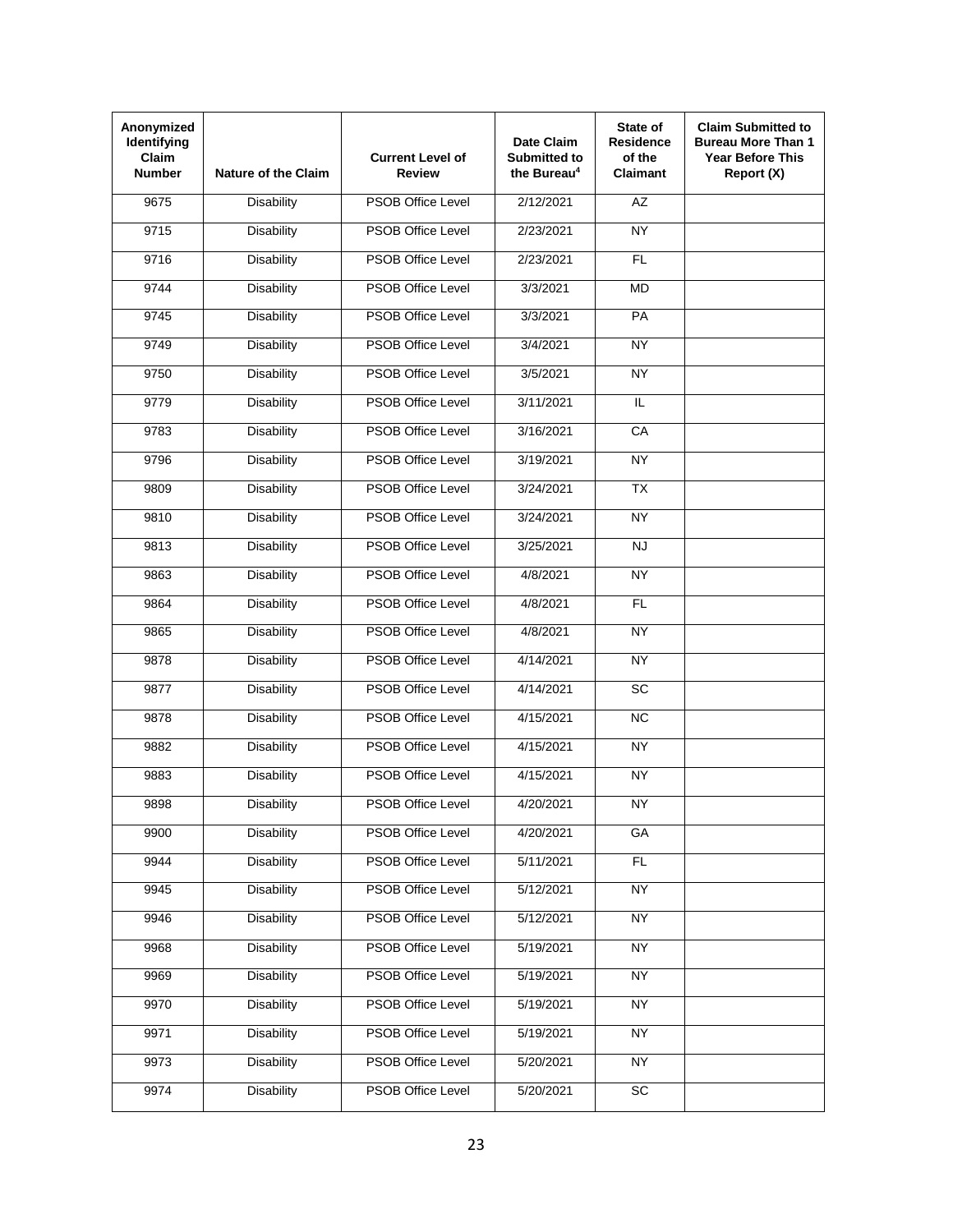| Anonymized Identifying Claim Number | Nature of the Claim | Current Level of Review | Date Claim Submitted to the Bureau[4] | State of Residence of the Claimant | Claim Submitted to Bureau More Than 1 Year Before This Report (X) |
|---|---|---|---|---|---|
| 9675 | Disability | PSOB Office Level | 2/12/2021 | AZ | |
| 9715 | Disability | PSOB Office Level | 2/23/2021 | NY | |
| 9716 | Disability | PSOB Office Level | 2/23/2021 | FL | |
| 9744 | Disability | PSOB Office Level | 3/3/2021 | MD | |
| 9745 | Disability | PSOB Office Level | 3/3/2021 | PA | |
| 9749 | Disability | PSOB Office Level | 3/4/2021 | NY | |
| 9750 | Disability | PSOB Office Level | 3/5/2021 | NY | |
| 9779 | Disability | PSOB Office Level | 3/11/2021 | IL | |
| 9783 | Disability | PSOB Office Level | 3/16/2021 | CA | |
| 9796 | Disability | PSOB Office Level | 3/19/2021 | NY | |
| 9809 | Disability | PSOB Office Level | 3/24/2021 | TX | |
| 9810 | Disability | PSOB Office Level | 3/24/2021 | NY | |
| 9813 | Disability | PSOB Office Level | 3/25/2021 | NJ | |
| 9863 | Disability | PSOB Office Level | 4/8/2021 | NY | |
| 9864 | Disability | PSOB Office Level | 4/8/2021 | FL | |
| 9865 | Disability | PSOB Office Level | 4/8/2021 | NY | |
| 9878 | Disability | PSOB Office Level | 4/14/2021 | NY | |
| 9877 | Disability | PSOB Office Level | 4/14/2021 | SC | |
| 9878 | Disability | PSOB Office Level | 4/15/2021 | NC | |
| 9882 | Disability | PSOB Office Level | 4/15/2021 | NY | |
| 9883 | Disability | PSOB Office Level | 4/15/2021 | NY | |
| 9898 | Disability | PSOB Office Level | 4/20/2021 | NY | |
| 9900 | Disability | PSOB Office Level | 4/20/2021 | GA | |
| 9944 | Disability | PSOB Office Level | 5/11/2021 | FL | |
| 9945 | Disability | PSOB Office Level | 5/12/2021 | NY | |
| 9946 | Disability | PSOB Office Level | 5/12/2021 | NY | |
| 9968 | Disability | PSOB Office Level | 5/19/2021 | NY | |
| 9969 | Disability | PSOB Office Level | 5/19/2021 | NY | |
| 9970 | Disability | PSOB Office Level | 5/19/2021 | NY | |
| 9971 | Disability | PSOB Office Level | 5/19/2021 | NY | |
| 9973 | Disability | PSOB Office Level | 5/20/2021 | NY | |
| 9974 | Disability | PSOB Office Level | 5/20/2021 | SC | |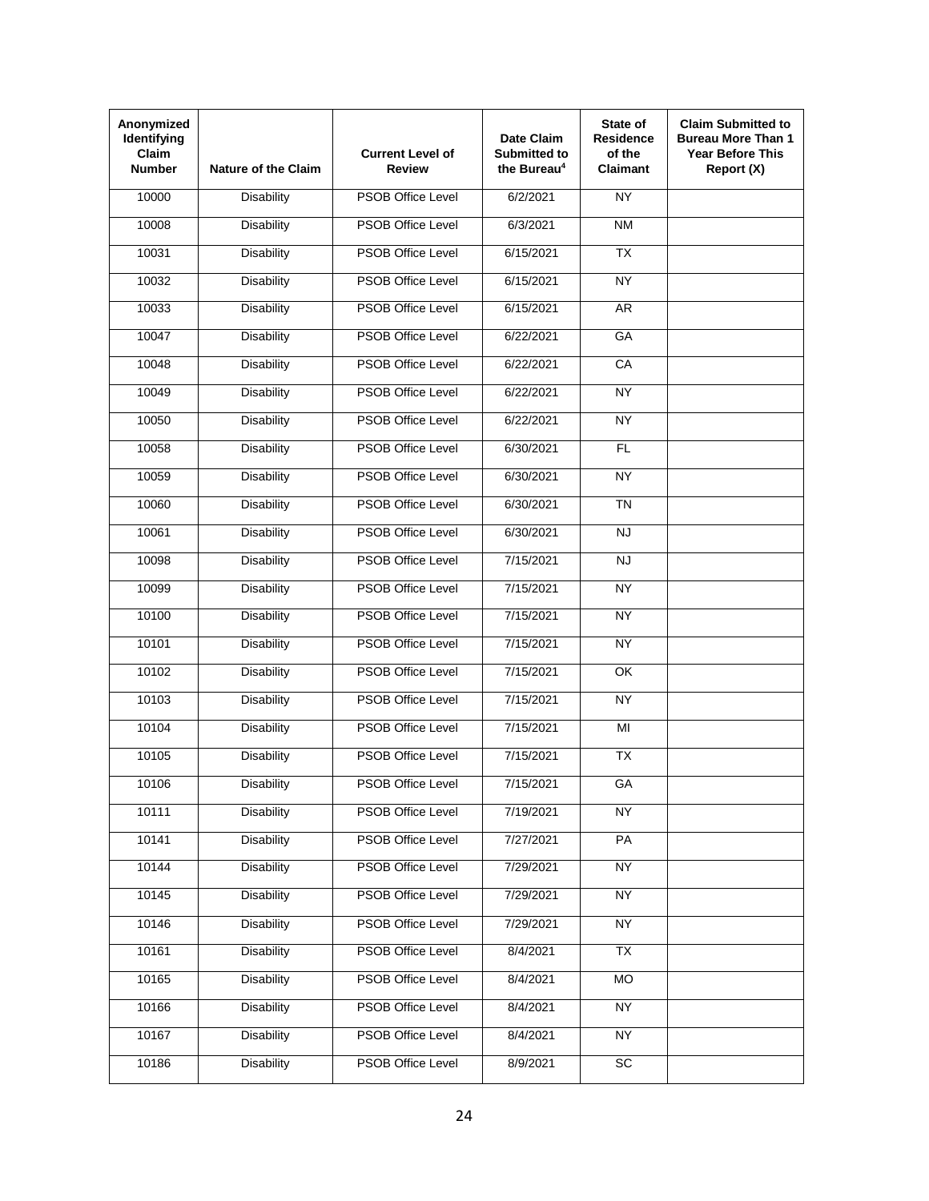| Anonymized Identifying Claim Number | Nature of the Claim | Current Level of Review | Date Claim Submitted to the Bureau[4] | State of Residence of the Claimant | Claim Submitted to Bureau More Than 1 Year Before This Report (X) |
|---|---|---|---|---|---|
| 10000 | Disability | PSOB Office Level | 6/2/2021 | NY | |
| 10008 | Disability | PSOB Office Level | 6/3/2021 | NM | |
| 10031 | Disability | PSOB Office Level | 6/15/2021 | TX | |
| 10032 | Disability | PSOB Office Level | 6/15/2021 | NY | |
| 10033 | Disability | PSOB Office Level | 6/15/2021 | AR | |
| 10047 | Disability | PSOB Office Level | 6/22/2021 | GA | |
| 10048 | Disability | PSOB Office Level | 6/22/2021 | CA | |
| 10049 | Disability | PSOB Office Level | 6/22/2021 | NY | |
| 10050 | Disability | PSOB Office Level | 6/22/2021 | NY | |
| 10058 | Disability | PSOB Office Level | 6/30/2021 | FL | |
| 10059 | Disability | PSOB Office Level | 6/30/2021 | NY | |
| 10060 | Disability | PSOB Office Level | 6/30/2021 | TN | |
| 10061 | Disability | PSOB Office Level | 6/30/2021 | NJ | |
| 10098 | Disability | PSOB Office Level | 7/15/2021 | NJ | |
| 10099 | Disability | PSOB Office Level | 7/15/2021 | NY | |
| 10100 | Disability | PSOB Office Level | 7/15/2021 | NY | |
| 10101 | Disability | PSOB Office Level | 7/15/2021 | NY | |
| 10102 | Disability | PSOB Office Level | 7/15/2021 | OK | |
| 10103 | Disability | PSOB Office Level | 7/15/2021 | NY | |
| 10104 | Disability | PSOB Office Level | 7/15/2021 | MI | |
| 10105 | Disability | PSOB Office Level | 7/15/2021 | TX | |
| 10106 | Disability | PSOB Office Level | 7/15/2021 | GA | |
| 10111 | Disability | PSOB Office Level | 7/19/2021 | NY | |
| 10141 | Disability | PSOB Office Level | 7/27/2021 | PA | |
| 10144 | Disability | PSOB Office Level | 7/29/2021 | NY | |
| 10145 | Disability | PSOB Office Level | 7/29/2021 | NY | |
| 10146 | Disability | PSOB Office Level | 7/29/2021 | NY | |
| 10161 | Disability | PSOB Office Level | 8/4/2021 | TX | |
| 10165 | Disability | PSOB Office Level | 8/4/2021 | MO | |
| 10166 | Disability | PSOB Office Level | 8/4/2021 | NY | |
| 10167 | Disability | PSOB Office Level | 8/4/2021 | NY | |
| 10186 | Disability | PSOB Office Level | 8/9/2021 | SC | |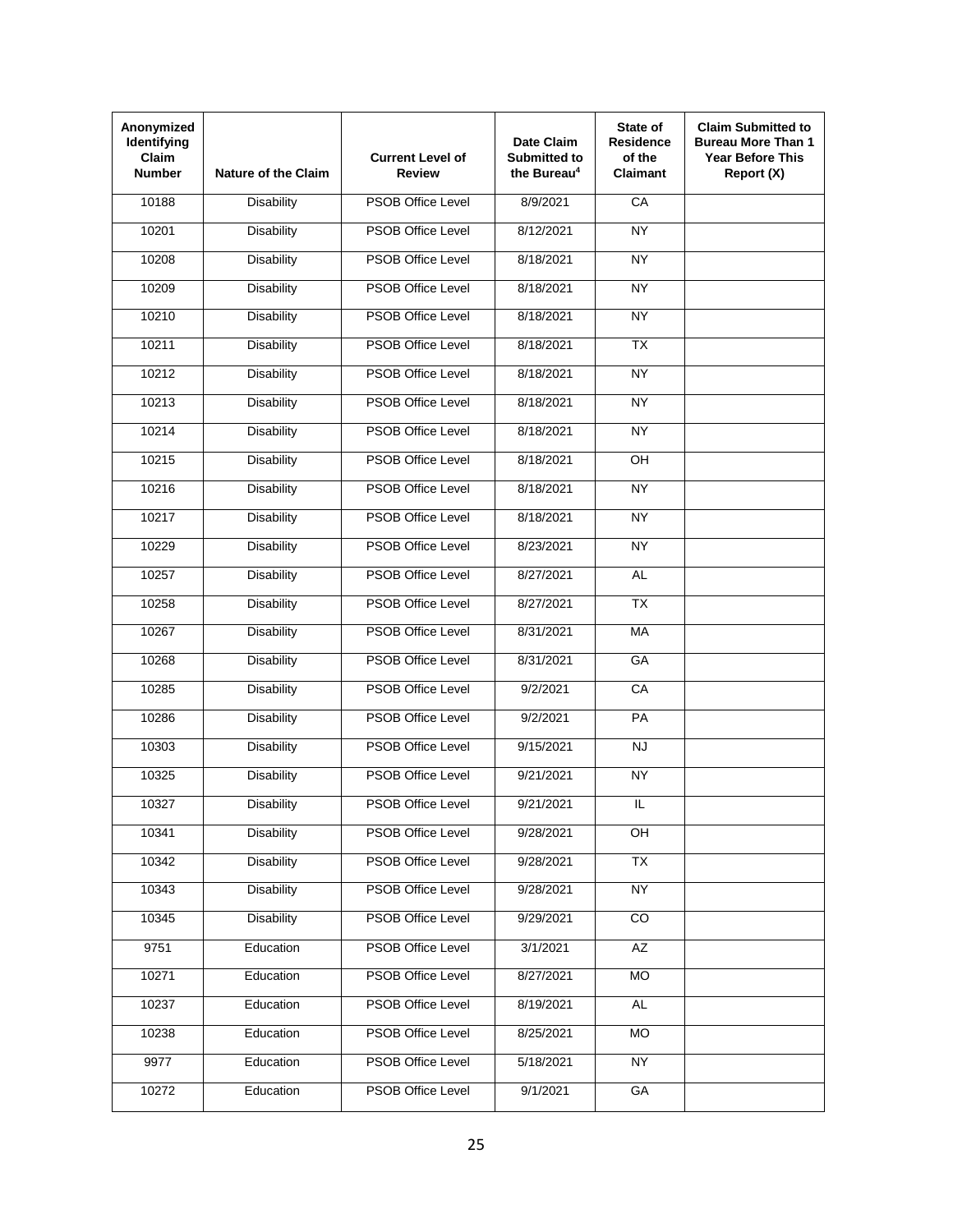| Anonymized Identifying Claim Number | Nature of the Claim | Current Level of Review | Date Claim Submitted to the Bureau[4] | State of Residence of the Claimant | Claim Submitted to Bureau More Than 1 Year Before This Report (X) |
|---|---|---|---|---|---|
| 10188 | Disability | PSOB Office Level | 8/9/2021 | CA | |
| 10201 | Disability | PSOB Office Level | 8/12/2021 | NY | |
| 10208 | Disability | PSOB Office Level | 8/18/2021 | NY | |
| 10209 | Disability | PSOB Office Level | 8/18/2021 | NY | |
| 10210 | Disability | PSOB Office Level | 8/18/2021 | NY | |
| 10211 | Disability | PSOB Office Level | 8/18/2021 | TX | |
| 10212 | Disability | PSOB Office Level | 8/18/2021 | NY | |
| 10213 | Disability | PSOB Office Level | 8/18/2021 | NY | |
| 10214 | Disability | PSOB Office Level | 8/18/2021 | NY | |
| 10215 | Disability | PSOB Office Level | 8/18/2021 | OH | |
| 10216 | Disability | PSOB Office Level | 8/18/2021 | NY | |
| 10217 | Disability | PSOB Office Level | 8/18/2021 | NY | |
| 10229 | Disability | PSOB Office Level | 8/23/2021 | NY | |
| 10257 | Disability | PSOB Office Level | 8/27/2021 | AL | |
| 10258 | Disability | PSOB Office Level | 8/27/2021 | TX | |
| 10267 | Disability | PSOB Office Level | 8/31/2021 | MA | |
| 10268 | Disability | PSOB Office Level | 8/31/2021 | GA | |
| 10285 | Disability | PSOB Office Level | 9/2/2021 | CA | |
| 10286 | Disability | PSOB Office Level | 9/2/2021 | PA | |
| 10303 | Disability | PSOB Office Level | 9/15/2021 | NJ | |
| 10325 | Disability | PSOB Office Level | 9/21/2021 | NY | |
| 10327 | Disability | PSOB Office Level | 9/21/2021 | IL | |
| 10341 | Disability | PSOB Office Level | 9/28/2021 | OH | |
| 10342 | Disability | PSOB Office Level | 9/28/2021 | TX | |
| 10343 | Disability | PSOB Office Level | 9/28/2021 | NY | |
| 10345 | Disability | PSOB Office Level | 9/29/2021 | CO | |
| 9751 | Education | PSOB Office Level | 3/1/2021 | AZ | |
| 10271 | Education | PSOB Office Level | 8/27/2021 | MO | |
| 10237 | Education | PSOB Office Level | 8/19/2021 | AL | |
| 10238 | Education | PSOB Office Level | 8/25/2021 | MO | |
| 9977 | Education | PSOB Office Level | 5/18/2021 | NY | |
| 10272 | Education | PSOB Office Level | 9/1/2021 | GA | |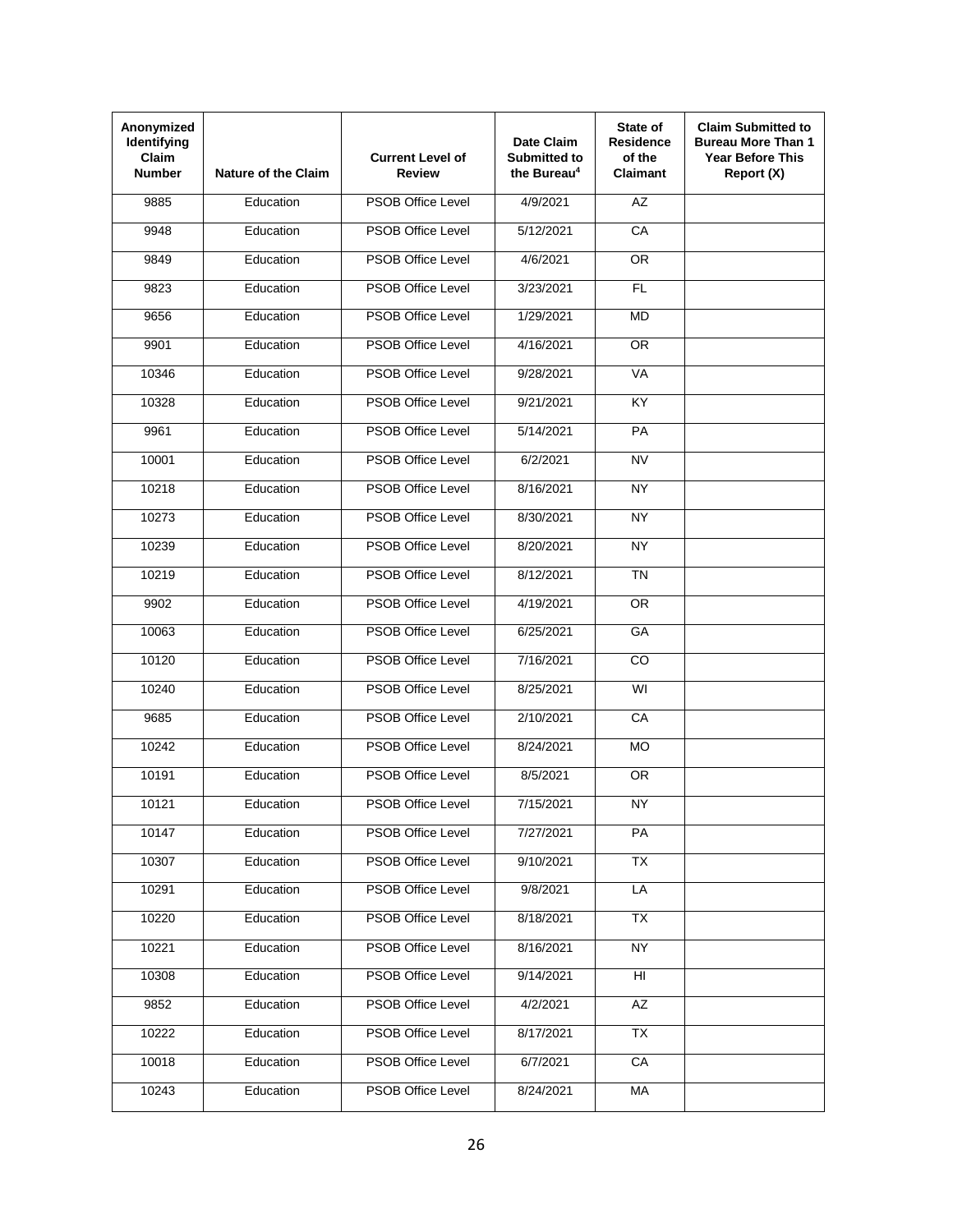| Anonymized Identifying Claim Number | Nature of the Claim | Current Level of Review | Date Claim Submitted to the Bureau[4] | State of Residence of the Claimant | Claim Submitted to Bureau More Than 1 Year Before This Report (X) |
|---|---|---|---|---|---|
| 9885 | Education | PSOB Office Level | 4/9/2021 | AZ | |
| 9948 | Education | PSOB Office Level | 5/12/2021 | CA | |
| 9849 | Education | PSOB Office Level | 4/6/2021 | OR | |
| 9823 | Education | PSOB Office Level | 3/23/2021 | FL | |
| 9656 | Education | PSOB Office Level | 1/29/2021 | MD | |
| 9901 | Education | PSOB Office Level | 4/16/2021 | OR | |
| 10346 | Education | PSOB Office Level | 9/28/2021 | VA | |
| 10328 | Education | PSOB Office Level | 9/21/2021 | KY | |
| 9961 | Education | PSOB Office Level | 5/14/2021 | PA | |
| 10001 | Education | PSOB Office Level | 6/2/2021 | NV | |
| 10218 | Education | PSOB Office Level | 8/16/2021 | NY | |
| 10273 | Education | PSOB Office Level | 8/30/2021 | NY | |
| 10239 | Education | PSOB Office Level | 8/20/2021 | NY | |
| 10219 | Education | PSOB Office Level | 8/12/2021 | TN | |
| 9902 | Education | PSOB Office Level | 4/19/2021 | OR | |
| 10063 | Education | PSOB Office Level | 6/25/2021 | GA | |
| 10120 | Education | PSOB Office Level | 7/16/2021 | CO | |
| 10240 | Education | PSOB Office Level | 8/25/2021 | WI | |
| 9685 | Education | PSOB Office Level | 2/10/2021 | CA | |
| 10242 | Education | PSOB Office Level | 8/24/2021 | MO | |
| 10191 | Education | PSOB Office Level | 8/5/2021 | OR | |
| 10121 | Education | PSOB Office Level | 7/15/2021 | NY | |
| 10147 | Education | PSOB Office Level | 7/27/2021 | PA | |
| 10307 | Education | PSOB Office Level | 9/10/2021 | TX | |
| 10291 | Education | PSOB Office Level | 9/8/2021 | LA | |
| 10220 | Education | PSOB Office Level | 8/18/2021 | TX | |
| 10221 | Education | PSOB Office Level | 8/16/2021 | NY | |
| 10308 | Education | PSOB Office Level | 9/14/2021 | HI | |
| 9852 | Education | PSOB Office Level | 4/2/2021 | AZ | |
| 10222 | Education | PSOB Office Level | 8/17/2021 | TX | |
| 10018 | Education | PSOB Office Level | 6/7/2021 | CA | |
| 10243 | Education | PSOB Office Level | 8/24/2021 | MA | |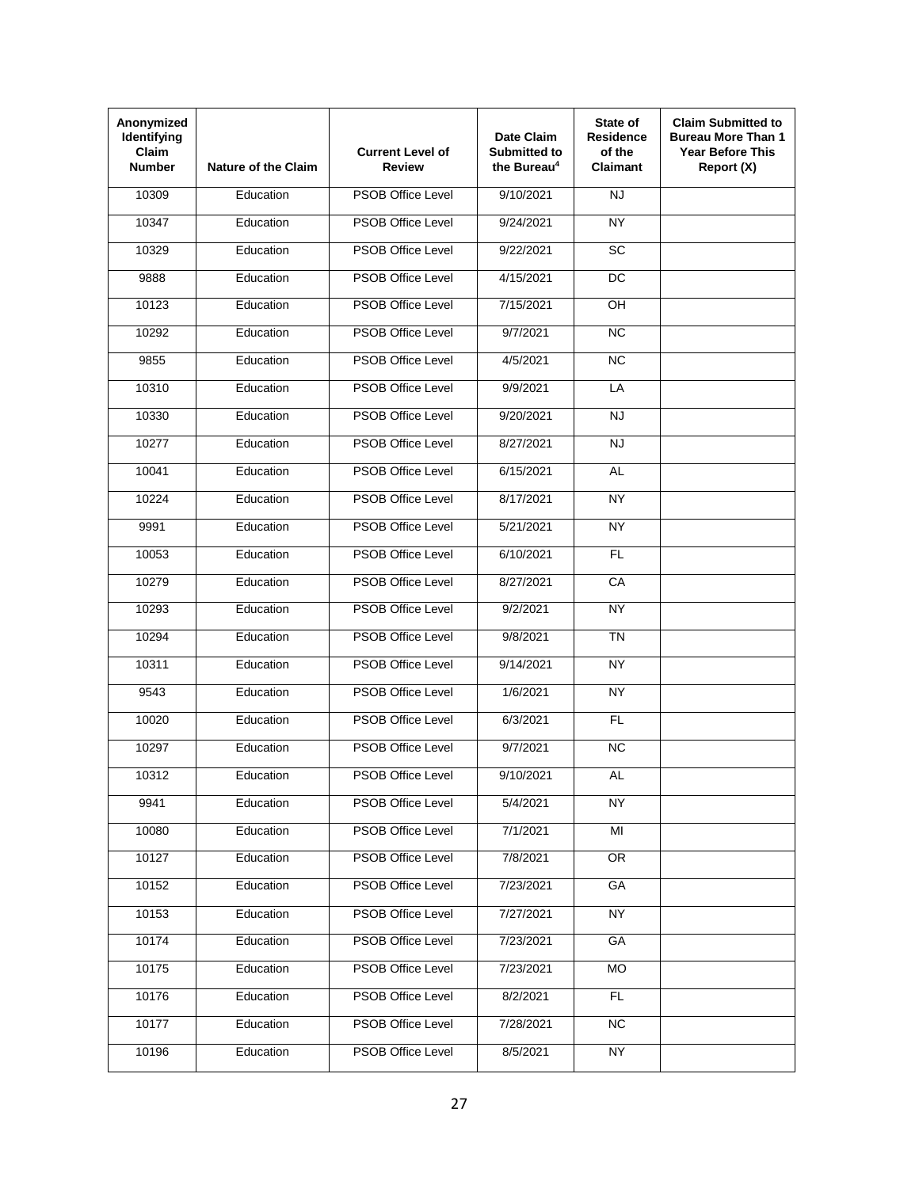| Anonymized Identifying Claim Number | Nature of the Claim | Current Level of Review | Date Claim Submitted to the Bureau[4] | State of Residence of the Claimant | Claim Submitted to Bureau More Than 1 Year Before This Report (X) |
|---|---|---|---|---|---|
| 10309 | Education | PSOB Office Level | 9/10/2021 | NJ | |
| 10347 | Education | PSOB Office Level | 9/24/2021 | NY | |
| 10329 | Education | PSOB Office Level | 9/22/2021 | SC | |
| 9888 | Education | PSOB Office Level | 4/15/2021 | DC | |
| 10123 | Education | PSOB Office Level | 7/15/2021 | OH | |
| 10292 | Education | PSOB Office Level | 9/7/2021 | NC | |
| 9855 | Education | PSOB Office Level | 4/5/2021 | NC | |
| 10310 | Education | PSOB Office Level | 9/9/2021 | LA | |
| 10330 | Education | PSOB Office Level | 9/20/2021 | NJ | |
| 10277 | Education | PSOB Office Level | 8/27/2021 | NJ | |
| 10041 | Education | PSOB Office Level | 6/15/2021 | AL | |
| 10224 | Education | PSOB Office Level | 8/17/2021 | NY | |
| 9991 | Education | PSOB Office Level | 5/21/2021 | NY | |
| 10053 | Education | PSOB Office Level | 6/10/2021 | FL | |
| 10279 | Education | PSOB Office Level | 8/27/2021 | CA | |
| 10293 | Education | PSOB Office Level | 9/2/2021 | NY | |
| 10294 | Education | PSOB Office Level | 9/8/2021 | TN | |
| 10311 | Education | PSOB Office Level | 9/14/2021 | NY | |
| 9543 | Education | PSOB Office Level | 1/6/2021 | NY | |
| 10020 | Education | PSOB Office Level | 6/3/2021 | FL | |
| 10297 | Education | PSOB Office Level | 9/7/2021 | NC | |
| 10312 | Education | PSOB Office Level | 9/10/2021 | AL | |
| 9941 | Education | PSOB Office Level | 5/4/2021 | NY | |
| 10080 | Education | PSOB Office Level | 7/1/2021 | MI | |
| 10127 | Education | PSOB Office Level | 7/8/2021 | OR | |
| 10152 | Education | PSOB Office Level | 7/23/2021 | GA | |
| 10153 | Education | PSOB Office Level | 7/27/2021 | NY | |
| 10174 | Education | PSOB Office Level | 7/23/2021 | GA | |
| 10175 | Education | PSOB Office Level | 7/23/2021 | MO | |
| 10176 | Education | PSOB Office Level | 8/2/2021 | FL | |
| 10177 | Education | PSOB Office Level | 7/28/2021 | NC | |
| 10196 | Education | PSOB Office Level | 8/5/2021 | NY | |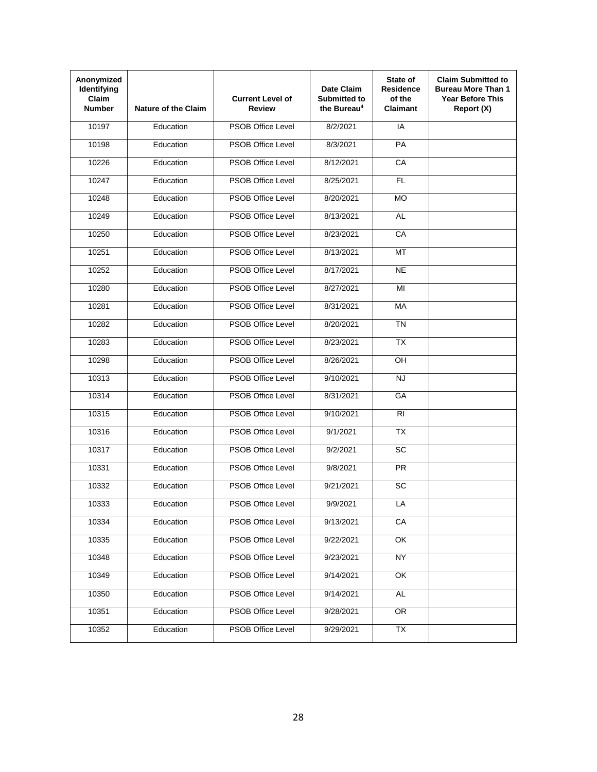| Anonymized Identifying Claim Number | Nature of the Claim | Current Level of Review | Date Claim Submitted to the Bureau[4] | State of Residence of the Claimant | Claim Submitted to Bureau More Than 1 Year Before This Report (X) |
|---|---|---|---|---|---|
| 10197 | Education | PSOB Office Level | 8/2/2021 | IA | |
| 10198 | Education | PSOB Office Level | 8/3/2021 | PA | |
| 10226 | Education | PSOB Office Level | 8/12/2021 | CA | |
| 10247 | Education | PSOB Office Level | 8/25/2021 | FL | |
| 10248 | Education | PSOB Office Level | 8/20/2021 | MO | |
| 10249 | Education | PSOB Office Level | 8/13/2021 | AL | |
| 10250 | Education | PSOB Office Level | 8/23/2021 | CA | |
| 10251 | Education | PSOB Office Level | 8/13/2021 | MT | |
| 10252 | Education | PSOB Office Level | 8/17/2021 | NE | |
| 10280 | Education | PSOB Office Level | 8/27/2021 | MI | |
| 10281 | Education | PSOB Office Level | 8/31/2021 | MA | |
| 10282 | Education | PSOB Office Level | 8/20/2021 | TN | |
| 10283 | Education | PSOB Office Level | 8/23/2021 | TX | |
| 10298 | Education | PSOB Office Level | 8/26/2021 | OH | |
| 10313 | Education | PSOB Office Level | 9/10/2021 | NJ | |
| 10314 | Education | PSOB Office Level | 8/31/2021 | GA | |
| 10315 | Education | PSOB Office Level | 9/10/2021 | RI | |
| 10316 | Education | PSOB Office Level | 9/1/2021 | TX | |
| 10317 | Education | PSOB Office Level | 9/2/2021 | SC | |
| 10331 | Education | PSOB Office Level | 9/8/2021 | PR | |
| 10332 | Education | PSOB Office Level | 9/21/2021 | SC | |
| 10333 | Education | PSOB Office Level | 9/9/2021 | LA | |
| 10334 | Education | PSOB Office Level | 9/13/2021 | CA | |
| 10335 | Education | PSOB Office Level | 9/22/2021 | OK | |
| 10348 | Education | PSOB Office Level | 9/23/2021 | NY | |
| 10349 | Education | PSOB Office Level | 9/14/2021 | OK | |
| 10350 | Education | PSOB Office Level | 9/14/2021 | AL | |
| 10351 | Education | PSOB Office Level | 9/28/2021 | OR | |
| 10352 | Education | PSOB Office Level | 9/29/2021 | TX | |